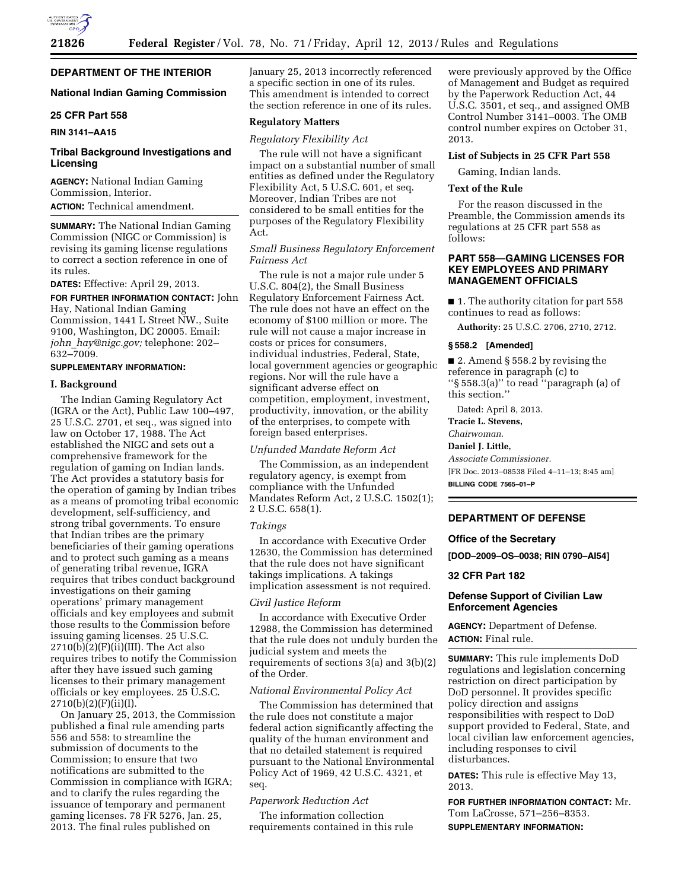## DEPARTMENT OF THE INTERIOR

### National Indian Gaming Commission

### 25 CFR Part 558

**RIN 3141–AA15**

### Tribal Background Investigations and Licensing

**AGENCY:** National Indian Gaming Commission, Interior.

**ACTION:** Technical amendment.

**SUMMARY:** The National Indian Gaming Commission (NIGC or Commission) is revising its gaming license regulations to correct a section reference in one of its rules.

**DATES:** Effective: April 29, 2013.

**FOR FURTHER INFORMATION CONTACT:** John Hay, National Indian Gaming Commission, 1441 L Street NW., Suite 9100, Washington, DC 20005. Email: *john_hay@nigc.gov;* telephone: 202–632–7009.

**SUPPLEMENTARY INFORMATION:**

#### I. Background

The Indian Gaming Regulatory Act (IGRA or the Act), Public Law 100–497, 25 U.S.C. 2701, et seq., was signed into law on October 17, 1988. The Act established the NIGC and sets out a comprehensive framework for the regulation of gaming on Indian lands. The Act provides a statutory basis for the operation of gaming by Indian tribes as a means of promoting tribal economic development, self-sufficiency, and strong tribal governments. To ensure that Indian tribes are the primary beneficiaries of their gaming operations and to protect such gaming as a means of generating tribal revenue, IGRA requires that tribes conduct background investigations on their gaming operations' primary management officials and key employees and submit those results to the Commission before issuing gaming licenses. 25 U.S.C. 2710(b)(2)(F)(ii)(III). The Act also requires tribes to notify the Commission after they have issued such gaming licenses to their primary management officials or key employees. 25 U.S.C. 2710(b)(2)(F)(ii)(I).

On January 25, 2013, the Commission published a final rule amending parts 556 and 558: to streamline the submission of documents to the Commission; to ensure that two notifications are submitted to the Commission in compliance with IGRA; and to clarify the rules regarding the issuance of temporary and permanent gaming licenses. 78 FR 5276, Jan. 25, 2013. The final rules published on January 25, 2013 incorrectly referenced a specific section in one of its rules. This amendment is intended to correct the section reference in one of its rules.

#### Regulatory Matters

*Regulatory Flexibility Act*

The rule will not have a significant impact on a substantial number of small entities as defined under the Regulatory Flexibility Act, 5 U.S.C. 601, et seq. Moreover, Indian Tribes are not considered to be small entities for the purposes of the Regulatory Flexibility Act.

*Small Business Regulatory Enforcement Fairness Act*

The rule is not a major rule under 5 U.S.C. 804(2), the Small Business Regulatory Enforcement Fairness Act. The rule does not have an effect on the economy of $100 million or more. The rule will not cause a major increase in costs or prices for consumers, individual industries, Federal, State, local government agencies or geographic regions. Nor will the rule have a significant adverse effect on competition, employment, investment, productivity, innovation, or the ability of the enterprises, to compete with foreign based enterprises.

*Unfunded Mandate Reform Act*

The Commission, as an independent regulatory agency, is exempt from compliance with the Unfunded Mandates Reform Act, 2 U.S.C. 1502(1); 2 U.S.C. 658(1).

*Takings*

In accordance with Executive Order 12630, the Commission has determined that the rule does not have significant takings implications. A takings implication assessment is not required.

*Civil Justice Reform*

In accordance with Executive Order 12988, the Commission has determined that the rule does not unduly burden the judicial system and meets the requirements of sections 3(a) and 3(b)(2) of the Order.

*National Environmental Policy Act*

The Commission has determined that the rule does not constitute a major federal action significantly affecting the quality of the human environment and that no detailed statement is required pursuant to the National Environmental Policy Act of 1969, 42 U.S.C. 4321, et seq.

*Paperwork Reduction Act*

The information collection requirements contained in this rule were previously approved by the Office of Management and Budget as required by the Paperwork Reduction Act, 44 U.S.C. 3501, et seq., and assigned OMB Control Number 3141–0003. The OMB control number expires on October 31, 2013.

#### List of Subjects in 25 CFR Part 558

Gaming, Indian lands.

#### Text of the Rule

For the reason discussed in the Preamble, the Commission amends its regulations at 25 CFR part 558 as follows:

### PART 558—GAMING LICENSES FOR KEY EMPLOYEES AND PRIMARY MANAGEMENT OFFICIALS

■ 1. The authority citation for part 558 continues to read as follows:

**Authority:** 25 U.S.C. 2706, 2710, 2712.

**§ 558.2 [Amended]**

■ 2. Amend § 558.2 by revising the reference in paragraph (c) to "§ 558.3(a)" to read "paragraph (a) of this section."

Dated: April 8, 2013.

**Tracie L. Stevens,**

*Chairwoman.*

**Daniel J. Little,**

*Associate Commissioner.*

[FR Doc. 2013–08538 Filed 4–11–13; 8:45 am]

**BILLING CODE 7565–01–P**

---

## DEPARTMENT OF DEFENSE

### Office of the Secretary

**[DOD–2009–OS–0038; RIN 0790–AI54]**

### 32 CFR Part 182

### Defense Support of Civilian Law Enforcement Agencies

**AGENCY:** Department of Defense.

**ACTION:** Final rule.

**SUMMARY:** This rule implements DoD regulations and legislation concerning restriction on direct participation by DoD personnel. It provides specific policy direction and assigns responsibilities with respect to DoD support provided to Federal, State, and local civilian law enforcement agencies, including responses to civil disturbances.

**DATES:** This rule is effective May 13, 2013.

**FOR FURTHER INFORMATION CONTACT:** Mr. Tom LaCrosse, 571–256–8353.

**SUPPLEMENTARY INFORMATION:**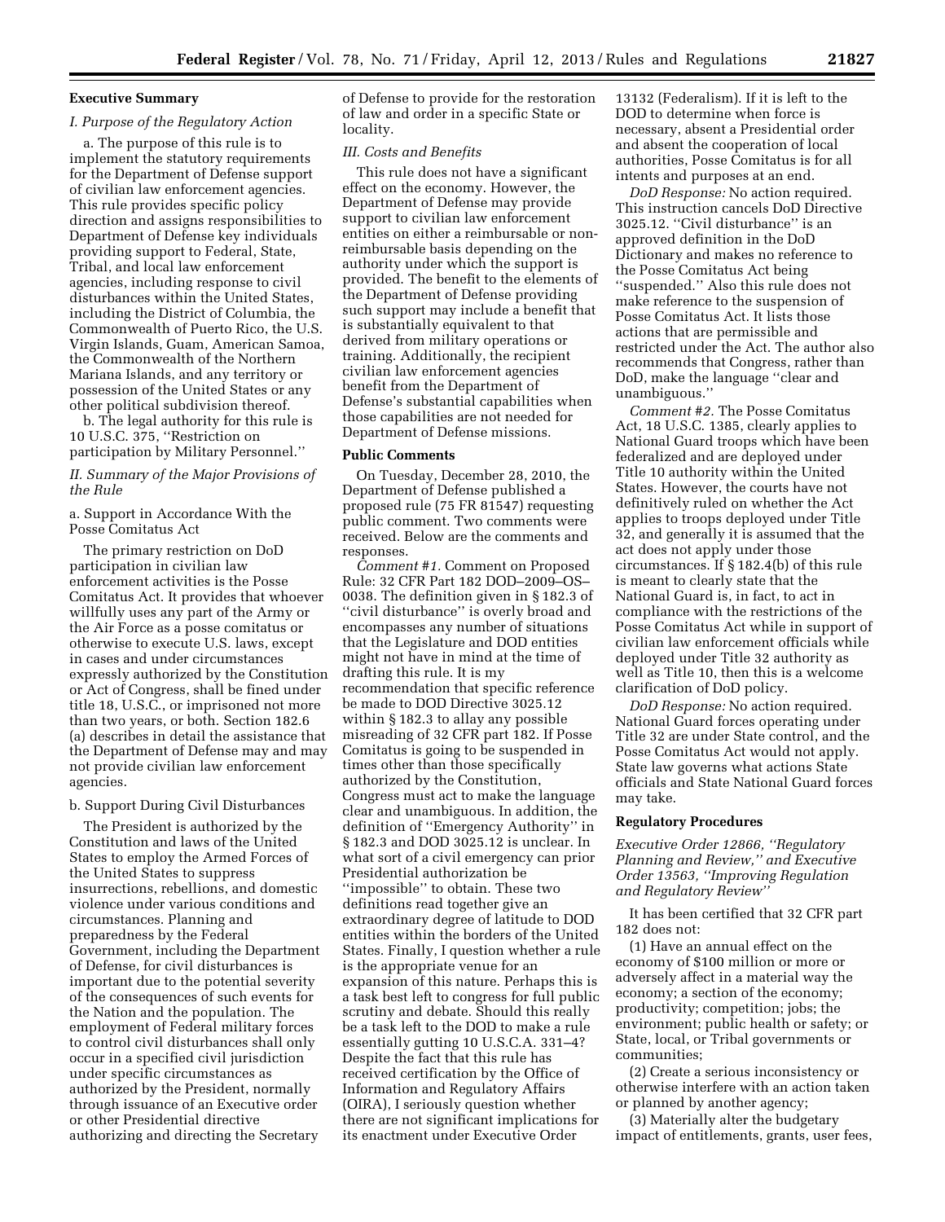**Executive Summary**

*I. Purpose of the Regulatory Action*

a. The purpose of this rule is to implement the statutory requirements for the Department of Defense support of civilian law enforcement agencies. This rule provides specific policy direction and assigns responsibilities to Department of Defense key individuals providing support to Federal, State, Tribal, and local law enforcement agencies, including response to civil disturbances within the United States, including the District of Columbia, the Commonwealth of Puerto Rico, the U.S. Virgin Islands, Guam, American Samoa, the Commonwealth of the Northern Mariana Islands, and any territory or possession of the United States or any other political subdivision thereof.

b. The legal authority for this rule is 10 U.S.C. 375, ''Restriction on participation by Military Personnel.''

*II. Summary of the Major Provisions of the Rule*

a. Support in Accordance With the Posse Comitatus Act

The primary restriction on DoD participation in civilian law enforcement activities is the Posse Comitatus Act. It provides that whoever willfully uses any part of the Army or the Air Force as a posse comitatus or otherwise to execute U.S. laws, except in cases and under circumstances expressly authorized by the Constitution or Act of Congress, shall be fined under title 18, U.S.C., or imprisoned not more than two years, or both. Section 182.6 (a) describes in detail the assistance that the Department of Defense may and may not provide civilian law enforcement agencies.

b. Support During Civil Disturbances

The President is authorized by the Constitution and laws of the United States to employ the Armed Forces of the United States to suppress insurrections, rebellions, and domestic violence under various conditions and circumstances. Planning and preparedness by the Federal Government, including the Department of Defense, for civil disturbances is important due to the potential severity of the consequences of such events for the Nation and the population. The employment of Federal military forces to control civil disturbances shall only occur in a specified civil jurisdiction under specific circumstances as authorized by the President, normally through issuance of an Executive order or other Presidential directive authorizing and directing the Secretary of Defense to provide for the restoration of law and order in a specific State or locality.

*III. Costs and Benefits*

This rule does not have a significant effect on the economy. However, the Department of Defense may provide support to civilian law enforcement entities on either a reimbursable or non-reimbursable basis depending on the authority under which the support is provided. The benefit to the elements of the Department of Defense providing such support may include a benefit that is substantially equivalent to that derived from military operations or training. Additionally, the recipient civilian law enforcement agencies benefit from the Department of Defense's substantial capabilities when those capabilities are not needed for Department of Defense missions.

**Public Comments**

On Tuesday, December 28, 2010, the Department of Defense published a proposed rule (75 FR 81547) requesting public comment. Two comments were received. Below are the comments and responses.

*Comment #1.* Comment on Proposed Rule: 32 CFR Part 182 DOD–2009–OS–0038. The definition given in § 182.3 of ''civil disturbance'' is overly broad and encompasses any number of situations that the Legislature and DOD entities might not have in mind at the time of drafting this rule. It is my recommendation that specific reference be made to DOD Directive 3025.12 within § 182.3 to allay any possible misreading of 32 CFR part 182. If Posse Comitatus is going to be suspended in times other than those specifically authorized by the Constitution, Congress must act to make the language clear and unambiguous. In addition, the definition of ''Emergency Authority'' in § 182.3 and DOD 3025.12 is unclear. In what sort of a civil emergency can prior Presidential authorization be ''impossible'' to obtain. These two definitions read together give an extraordinary degree of latitude to DOD entities within the borders of the United States. Finally, I question whether a rule is the appropriate venue for an expansion of this nature. Perhaps this is a task best left to congress for full public scrutiny and debate. Should this really be a task left to the DOD to make a rule essentially gutting 10 U.S.C.A. 331–4? Despite the fact that this rule has received certification by the Office of Information and Regulatory Affairs (OIRA), I seriously question whether there are not significant implications for its enactment under Executive Order 13132 (Federalism). If it is left to the DOD to determine when force is necessary, absent a Presidential order and absent the cooperation of local authorities, Posse Comitatus is for all intents and purposes at an end.

*DoD Response:* No action required. This instruction cancels DoD Directive 3025.12. ''Civil disturbance'' is an approved definition in the DoD Dictionary and makes no reference to the Posse Comitatus Act being ''suspended.'' Also this rule does not make reference to the suspension of Posse Comitatus Act. It lists those actions that are permissible and restricted under the Act. The author also recommends that Congress, rather than DoD, make the language ''clear and unambiguous.''

*Comment #2.* The Posse Comitatus Act, 18 U.S.C. 1385, clearly applies to National Guard troops which have been federalized and are deployed under Title 10 authority within the United States. However, the courts have not definitively ruled on whether the Act applies to troops deployed under Title 32, and generally it is assumed that the act does not apply under those circumstances. If § 182.4(b) of this rule is meant to clearly state that the National Guard is, in fact, to act in compliance with the restrictions of the Posse Comitatus Act while in support of civilian law enforcement officials while deployed under Title 32 authority as well as Title 10, then this is a welcome clarification of DoD policy.

*DoD Response:* No action required. National Guard forces operating under Title 32 are under State control, and the Posse Comitatus Act would not apply. State law governs what actions State officials and State National Guard forces may take.

**Regulatory Procedures**

*Executive Order 12866, ''Regulatory Planning and Review,'' and Executive Order 13563, ''Improving Regulation and Regulatory Review''*

It has been certified that 32 CFR part 182 does not:

(1) Have an annual effect on the economy of $100 million or more or adversely affect in a material way the economy; a section of the economy; productivity; competition; jobs; the environment; public health or safety; or State, local, or Tribal governments or communities;

(2) Create a serious inconsistency or otherwise interfere with an action taken or planned by another agency;

(3) Materially alter the budgetary impact of entitlements, grants, user fees,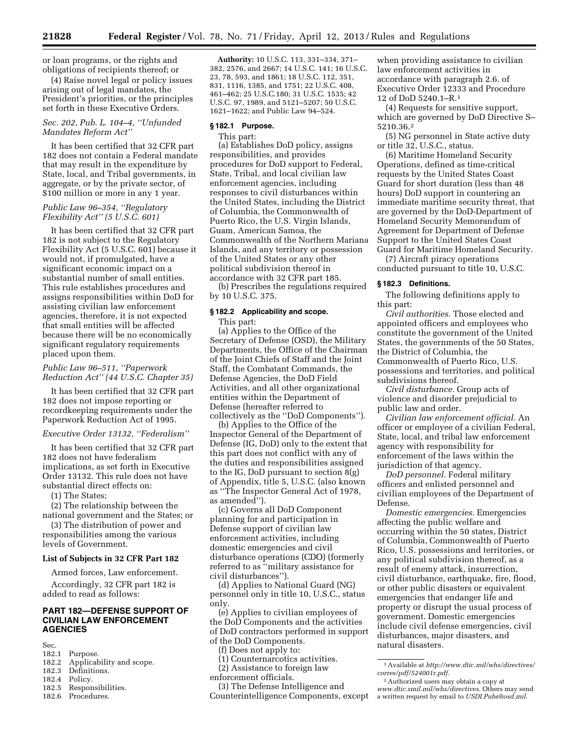or loan programs, or the rights and obligations of recipients thereof; or

(4) Raise novel legal or policy issues arising out of legal mandates, the President's priorities, or the principles set forth in these Executive Orders.

*Sec. 202, Pub. L. 104–4, ''Unfunded Mandates Reform Act''*

It has been certified that 32 CFR part 182 does not contain a Federal mandate that may result in the expenditure by State, local, and Tribal governments, in aggregate, or by the private sector, of $100 million or more in any 1 year.

*Public Law 96–354, ''Regulatory Flexibility Act'' (5 U.S.C. 601)*

It has been certified that 32 CFR part 182 is not subject to the Regulatory Flexibility Act (5 U.S.C. 601) because it would not, if promulgated, have a significant economic impact on a substantial number of small entities. This rule establishes procedures and assigns responsibilities within DoD for assisting civilian law enforcement agencies, therefore, it is not expected that small entities will be affected because there will be no economically significant regulatory requirements placed upon them.

*Public Law 96–511, ''Paperwork Reduction Act'' (44 U.S.C. Chapter 35)*

It has been certified that 32 CFR part 182 does not impose reporting or recordkeeping requirements under the Paperwork Reduction Act of 1995.

*Executive Order 13132, ''Federalism''*

It has been certified that 32 CFR part 182 does not have federalism implications, as set forth in Executive Order 13132. This rule does not have substantial direct effects on:

(1) The States;

(2) The relationship between the national government and the States; or

(3) The distribution of power and responsibilities among the various levels of Government.

**List of Subjects in 32 CFR Part 182**

Armed forces, Law enforcement.

Accordingly, 32 CFR part 182 is added to read as follows:

## PART 182—DEFENSE SUPPORT OF CIVILIAN LAW ENFORCEMENT AGENCIES

Sec.
182.1 Purpose.
182.2 Applicability and scope.
182.3 Definitions.
182.4 Policy.
182.5 Responsibilities.
182.6 Procedures.

**Authority:** 10 U.S.C. 113, 331–334, 371–382, 2576, and 2667; 14 U.S.C. 141; 16 U.S.C. 23, 78, 593, and 1861; 18 U.S.C. 112, 351, 831, 1116, 1385, and 1751; 22 U.S.C. 408, 461–462; 25 U.S.C.180; 31 U.S.C. 1535; 42 U.S.C. 97, 1989, and 5121–5207; 50 U.S.C. 1621–1622; and Public Law 94–524.

### § 182.1 Purpose.

This part:

(a) Establishes DoD policy, assigns responsibilities, and provides procedures for DoD support to Federal, State, Tribal, and local civilian law enforcement agencies, including responses to civil disturbances within the United States, including the District of Columbia, the Commonwealth of Puerto Rico, the U.S. Virgin Islands, Guam, American Samoa, the Commonwealth of the Northern Mariana Islands, and any territory or possession of the United States or any other political subdivision thereof in accordance with 32 CFR part 185.

(b) Prescribes the regulations required by 10 U.S.C. 375.

### § 182.2 Applicability and scope.

This part:

(a) Applies to the Office of the Secretary of Defense (OSD), the Military Departments, the Office of the Chairman of the Joint Chiefs of Staff and the Joint Staff, the Combatant Commands, the Defense Agencies, the DoD Field Activities, and all other organizational entities within the Department of Defense (hereafter referred to collectively as the ''DoD Components'').

(b) Applies to the Office of the Inspector General of the Department of Defense (IG, DoD) only to the extent that this part does not conflict with any of the duties and responsibilities assigned to the IG, DoD pursuant to section 8(g) of Appendix, title 5, U.S.C. (also known as ''The Inspector General Act of 1978, as amended'').

(c) Governs all DoD Component planning for and participation in Defense support of civilian law enforcement activities, including domestic emergencies and civil disturbance operations (CDO) (formerly referred to as ''military assistance for civil disturbances'').

(d) Applies to National Guard (NG) personnel only in title 10, U.S.C., status only.

(e) Applies to civilian employees of the DoD Components and the activities of DoD contractors performed in support of the DoD Components.

(f) Does not apply to:

(1) Counternarcotics activities.

(2) Assistance to foreign law enforcement officials.

(3) The Defense Intelligence and Counterintelligence Components, except when providing assistance to civilian law enforcement activities in accordance with paragraph 2.6. of Executive Order 12333 and Procedure 12 of DoD 5240.1–R.[1]

(4) Requests for sensitive support, which are governed by DoD Directive S–5210.36.[2]

(5) NG personnel in State active duty or title 32, U.S.C., status.

(6) Maritime Homeland Security Operations, defined as time-critical requests by the United States Coast Guard for short duration (less than 48 hours) DoD support in countering an immediate maritime security threat, that are governed by the DoD-Department of Homeland Security Memorandum of Agreement for Department of Defense Support to the United States Coast Guard for Maritime Homeland Security.

(7) Aircraft piracy operations conducted pursuant to title 10, U.S.C.

### § 182.3 Definitions.

The following definitions apply to this part:

*Civil authorities.* Those elected and appointed officers and employees who constitute the government of the United States, the governments of the 50 States, the District of Columbia, the Commonwealth of Puerto Rico, U.S. possessions and territories, and political subdivisions thereof.

*Civil disturbance.* Group acts of violence and disorder prejudicial to public law and order.

*Civilian law enforcement official.* An officer or employee of a civilian Federal, State, local, and tribal law enforcement agency with responsibility for enforcement of the laws within the jurisdiction of that agency.

*DoD personnel.* Federal military officers and enlisted personnel and civilian employees of the Department of Defense.

*Domestic emergencies.* Emergencies affecting the public welfare and occurring within the 50 states, District of Columbia, Commonwealth of Puerto Rico, U.S. possessions and territories, or any political subdivision thereof, as a result of enemy attack, insurrection, civil disturbance, earthquake, fire, flood, or other public disasters or equivalent emergencies that endanger life and property or disrupt the usual process of government. Domestic emergencies include civil defense emergencies, civil disturbances, major disasters, and natural disasters.

[1] Available at *http://www.dtic.mil/whs/directives/corres/pdf/524001r.pdf*.

[2] Authorized users may obtain a copy at *www.dtic.smil.mil/whs/directives*. Others may send a written request by email to *USDI.Pubs@osd.mil*.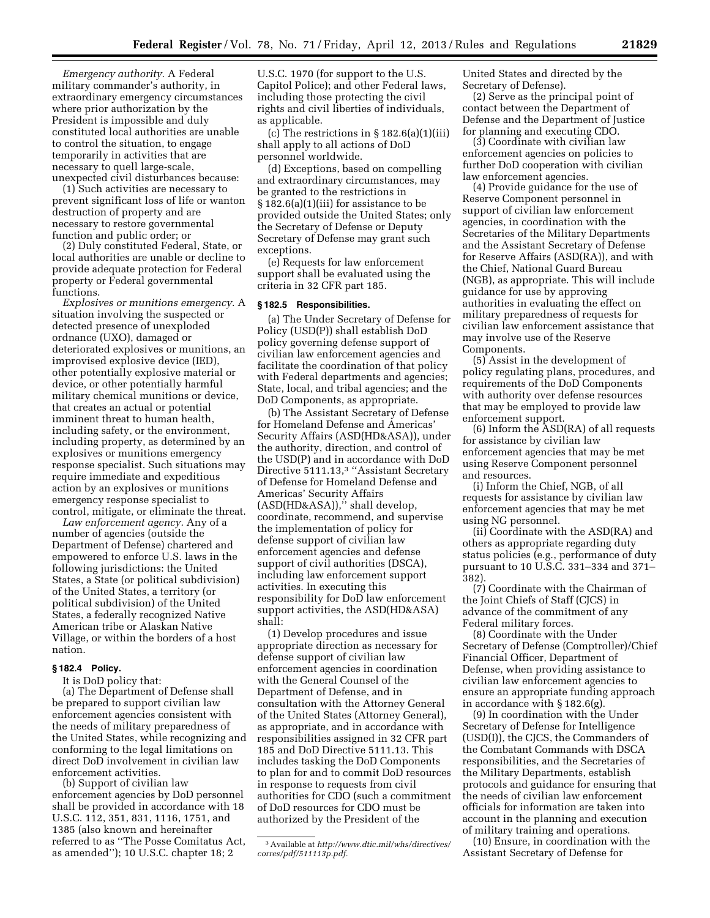*Emergency authority.* A Federal military commander's authority, in extraordinary emergency circumstances where prior authorization by the President is impossible and duly constituted local authorities are unable to control the situation, to engage temporarily in activities that are necessary to quell large-scale, unexpected civil disturbances because:

(1) Such activities are necessary to prevent significant loss of life or wanton destruction of property and are necessary to restore governmental function and public order; or

(2) Duly constituted Federal, State, or local authorities are unable or decline to provide adequate protection for Federal property or Federal governmental functions.

*Explosives or munitions emergency.* A situation involving the suspected or detected presence of unexploded ordnance (UXO), damaged or deteriorated explosives or munitions, an improvised explosive device (IED), other potentially explosive material or device, or other potentially harmful military chemical munitions or device, that creates an actual or potential imminent threat to human health, including safety, or the environment, including property, as determined by an explosives or munitions emergency response specialist. Such situations may require immediate and expeditious action by an explosives or munitions emergency response specialist to control, mitigate, or eliminate the threat.

*Law enforcement agency.* Any of a number of agencies (outside the Department of Defense) chartered and empowered to enforce U.S. laws in the following jurisdictions: the United States, a State (or political subdivision) of the United States, a territory (or political subdivision) of the United States, a federally recognized Native American tribe or Alaskan Native Village, or within the borders of a host nation.

## § 182.4 Policy.

It is DoD policy that:

(a) The Department of Defense shall be prepared to support civilian law enforcement agencies consistent with the needs of military preparedness of the United States, while recognizing and conforming to the legal limitations on direct DoD involvement in civilian law enforcement activities.

(b) Support of civilian law enforcement agencies by DoD personnel shall be provided in accordance with 18 U.S.C. 112, 351, 831, 1116, 1751, and 1385 (also known and hereinafter referred to as "The Posse Comitatus Act, as amended"); 10 U.S.C. chapter 18; 2 U.S.C. 1970 (for support to the U.S. Capitol Police); and other Federal laws, including those protecting the civil rights and civil liberties of individuals, as applicable.

(c) The restrictions in § 182.6(a)(1)(iii) shall apply to all actions of DoD personnel worldwide.

(d) Exceptions, based on compelling and extraordinary circumstances, may be granted to the restrictions in § 182.6(a)(1)(iii) for assistance to be provided outside the United States; only the Secretary of Defense or Deputy Secretary of Defense may grant such exceptions.

(e) Requests for law enforcement support shall be evaluated using the criteria in 32 CFR part 185.

## § 182.5 Responsibilities.

(a) The Under Secretary of Defense for Policy (USD(P)) shall establish DoD policy governing defense support of civilian law enforcement agencies and facilitate the coordination of that policy with Federal departments and agencies; State, local, and tribal agencies; and the DoD Components, as appropriate.

(b) The Assistant Secretary of Defense for Homeland Defense and Americas' Security Affairs (ASD(HD&ASA)), under the authority, direction, and control of the USD(P) and in accordance with DoD Directive 5111.13,[3] "Assistant Secretary of Defense for Homeland Defense and Americas' Security Affairs (ASD(HD&ASA))," shall develop, coordinate, recommend, and supervise the implementation of policy for defense support of civilian law enforcement agencies and defense support of civil authorities (DSCA), including law enforcement support activities. In executing this responsibility for DoD law enforcement support activities, the ASD(HD&ASA) shall:

(1) Develop procedures and issue appropriate direction as necessary for defense support of civilian law enforcement agencies in coordination with the General Counsel of the Department of Defense, and in consultation with the Attorney General of the United States (Attorney General), as appropriate, and in accordance with responsibilities assigned in 32 CFR part 185 and DoD Directive 5111.13. This includes tasking the DoD Components to plan for and to commit DoD resources in response to requests from civil authorities for CDO (such a commitment of DoD resources for CDO must be authorized by the President of the United States and directed by the Secretary of Defense).

(2) Serve as the principal point of contact between the Department of Defense and the Department of Justice for planning and executing CDO.

(3) Coordinate with civilian law enforcement agencies on policies to further DoD cooperation with civilian law enforcement agencies.

(4) Provide guidance for the use of Reserve Component personnel in support of civilian law enforcement agencies, in coordination with the Secretaries of the Military Departments and the Assistant Secretary of Defense for Reserve Affairs (ASD(RA)), and with the Chief, National Guard Bureau (NGB), as appropriate. This will include guidance for use by approving authorities in evaluating the effect on military preparedness of requests for civilian law enforcement assistance that may involve use of the Reserve Components.

(5) Assist in the development of policy regulating plans, procedures, and requirements of the DoD Components with authority over defense resources that may be employed to provide law enforcement support.

(6) Inform the ASD(RA) of all requests for assistance by civilian law enforcement agencies that may be met using Reserve Component personnel and resources.

(i) Inform the Chief, NGB, of all requests for assistance by civilian law enforcement agencies that may be met using NG personnel.

(ii) Coordinate with the ASD(RA) and others as appropriate regarding duty status policies (e.g., performance of duty pursuant to 10 U.S.C. 331–334 and 371–382).

(7) Coordinate with the Chairman of the Joint Chiefs of Staff (CJCS) in advance of the commitment of any Federal military forces.

(8) Coordinate with the Under Secretary of Defense (Comptroller)/Chief Financial Officer, Department of Defense, when providing assistance to civilian law enforcement agencies to ensure an appropriate funding approach in accordance with § 182.6(g).

(9) In coordination with the Under Secretary of Defense for Intelligence (USD(I)), the CJCS, the Commanders of the Combatant Commands with DSCA responsibilities, and the Secretaries of the Military Departments, establish protocols and guidance for ensuring that the needs of civilian law enforcement officials for information are taken into account in the planning and execution of military training and operations.

(10) Ensure, in coordination with the Assistant Secretary of Defense for

[3] Available at *http://www.dtic.mil/whs/directives/corres/pdf/511113p.pdf.*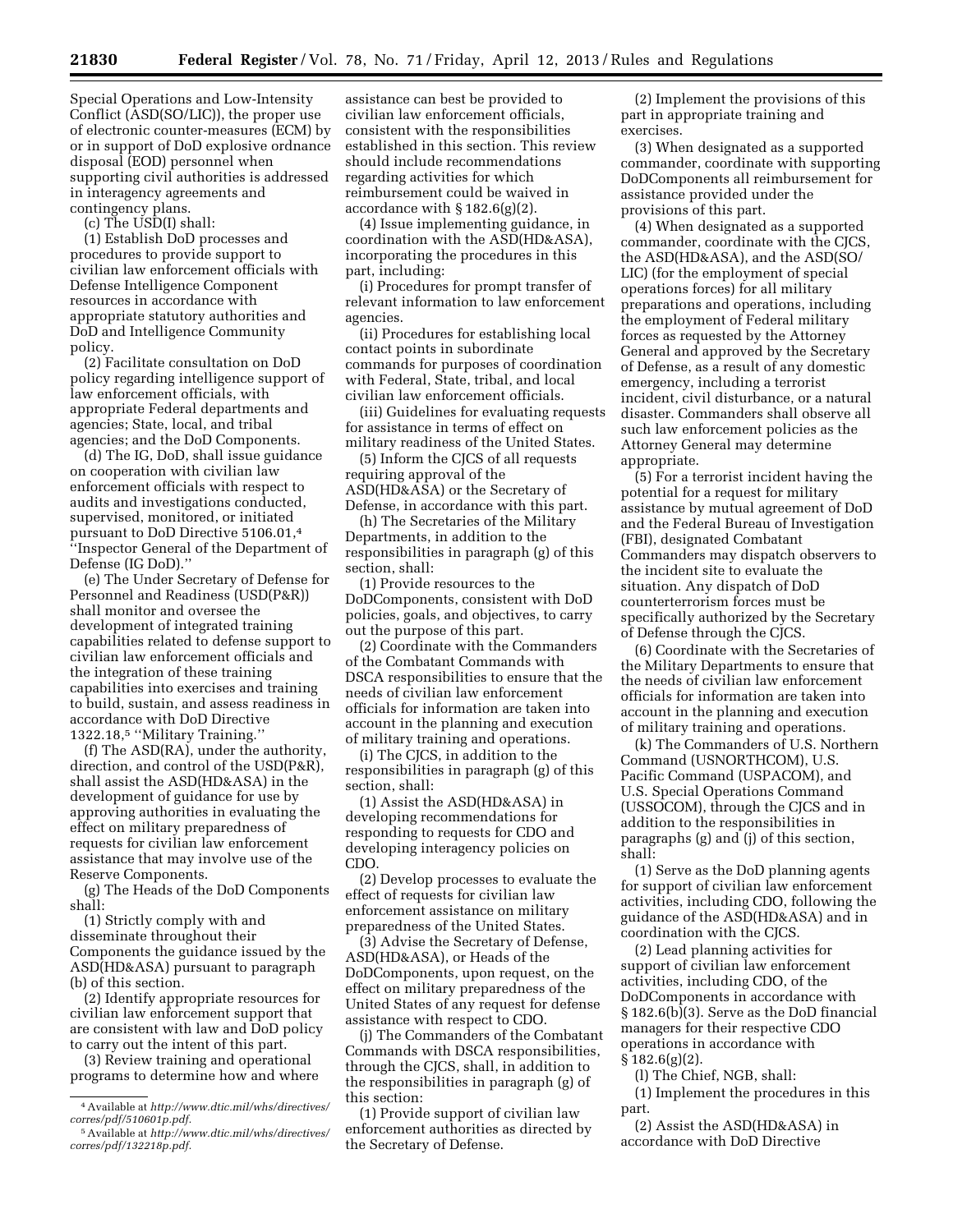Special Operations and Low-Intensity Conflict (ASD(SO/LIC)), the proper use of electronic counter-measures (ECM) by or in support of DoD explosive ordnance disposal (EOD) personnel when supporting civil authorities is addressed in interagency agreements and contingency plans.

(c) The USD(I) shall:

(1) Establish DoD processes and procedures to provide support to civilian law enforcement officials with Defense Intelligence Component resources in accordance with appropriate statutory authorities and DoD and Intelligence Community policy.

(2) Facilitate consultation on DoD policy regarding intelligence support of law enforcement officials, with appropriate Federal departments and agencies; State, local, and tribal agencies; and the DoD Components.

(d) The IG, DoD, shall issue guidance on cooperation with civilian law enforcement officials with respect to audits and investigations conducted, supervised, monitored, or initiated pursuant to DoD Directive 5106.01,[4] ''Inspector General of the Department of Defense (IG DoD).''

(e) The Under Secretary of Defense for Personnel and Readiness (USD(P&R)) shall monitor and oversee the development of integrated training capabilities related to defense support to civilian law enforcement officials and the integration of these training capabilities into exercises and training to build, sustain, and assess readiness in accordance with DoD Directive 1322.18,[5] ''Military Training.''

(f) The ASD(RA), under the authority, direction, and control of the USD(P&R), shall assist the ASD(HD&ASA) in the development of guidance for use by approving authorities in evaluating the effect on military preparedness of requests for civilian law enforcement assistance that may involve use of the Reserve Components.

(g) The Heads of the DoD Components shall:

(1) Strictly comply with and disseminate throughout their Components the guidance issued by the ASD(HD&ASA) pursuant to paragraph (b) of this section.

(2) Identify appropriate resources for civilian law enforcement support that are consistent with law and DoD policy to carry out the intent of this part.

(3) Review training and operational programs to determine how and where assistance can best be provided to civilian law enforcement officials, consistent with the responsibilities established in this section. This review should include recommendations regarding activities for which reimbursement could be waived in accordance with § 182.6(g)(2).

(4) Issue implementing guidance, in coordination with the ASD(HD&ASA), incorporating the procedures in this part, including:

(i) Procedures for prompt transfer of relevant information to law enforcement agencies.

(ii) Procedures for establishing local contact points in subordinate commands for purposes of coordination with Federal, State, tribal, and local civilian law enforcement officials.

(iii) Guidelines for evaluating requests for assistance in terms of effect on military readiness of the United States.

(5) Inform the CJCS of all requests requiring approval of the ASD(HD&ASA) or the Secretary of Defense, in accordance with this part.

(h) The Secretaries of the Military Departments, in addition to the responsibilities in paragraph (g) of this section, shall:

(1) Provide resources to the DoDComponents, consistent with DoD policies, goals, and objectives, to carry out the purpose of this part.

(2) Coordinate with the Commanders of the Combatant Commands with DSCA responsibilities to ensure that the needs of civilian law enforcement officials for information are taken into account in the planning and execution of military training and operations.

(i) The CJCS, in addition to the responsibilities in paragraph (g) of this section, shall:

(1) Assist the ASD(HD&ASA) in developing recommendations for responding to requests for CDO and developing interagency policies on CDO.

(2) Develop processes to evaluate the effect of requests for civilian law enforcement assistance on military preparedness of the United States.

(3) Advise the Secretary of Defense, ASD(HD&ASA), or Heads of the DoDComponents, upon request, on the effect on military preparedness of the United States of any request for defense assistance with respect to CDO.

(j) The Commanders of the Combatant Commands with DSCA responsibilities, through the CJCS, shall, in addition to the responsibilities in paragraph (g) of this section:

(1) Provide support of civilian law enforcement authorities as directed by the Secretary of Defense.

(2) Implement the provisions of this part in appropriate training and exercises.

(3) When designated as a supported commander, coordinate with supporting DoDComponents all reimbursement for assistance provided under the provisions of this part.

(4) When designated as a supported commander, coordinate with the CJCS, the ASD(HD&ASA), and the ASD(SO/LIC) (for the employment of special operations forces) for all military preparations and operations, including the employment of Federal military forces as requested by the Attorney General and approved by the Secretary of Defense, as a result of any domestic emergency, including a terrorist incident, civil disturbance, or a natural disaster. Commanders shall observe all such law enforcement policies as the Attorney General may determine appropriate.

(5) For a terrorist incident having the potential for a request for military assistance by mutual agreement of DoD and the Federal Bureau of Investigation (FBI), designated Combatant Commanders may dispatch observers to the incident site to evaluate the situation. Any dispatch of DoD counterterrorism forces must be specifically authorized by the Secretary of Defense through the CJCS.

(6) Coordinate with the Secretaries of the Military Departments to ensure that the needs of civilian law enforcement officials for information are taken into account in the planning and execution of military training and operations.

(k) The Commanders of U.S. Northern Command (USNORTHCOM), U.S. Pacific Command (USPACOM), and U.S. Special Operations Command (USSOCOM), through the CJCS and in addition to the responsibilities in paragraphs (g) and (j) of this section, shall:

(1) Serve as the DoD planning agents for support of civilian law enforcement activities, including CDO, following the guidance of the ASD(HD&ASA) and in coordination with the CJCS.

(2) Lead planning activities for support of civilian law enforcement activities, including CDO, of the DoDComponents in accordance with § 182.6(b)(3). Serve as the DoD financial managers for their respective CDO operations in accordance with § 182.6(g)(2).

(l) The Chief, NGB, shall:

(1) Implement the procedures in this part.

(2) Assist the ASD(HD&ASA) in accordance with DoD Directive

[4] Available at *http://www.dtic.mil/whs/directives/corres/pdf/510601p.pdf*.

[5] Available at *http://www.dtic.mil/whs/directives/corres/pdf/132218p.pdf*.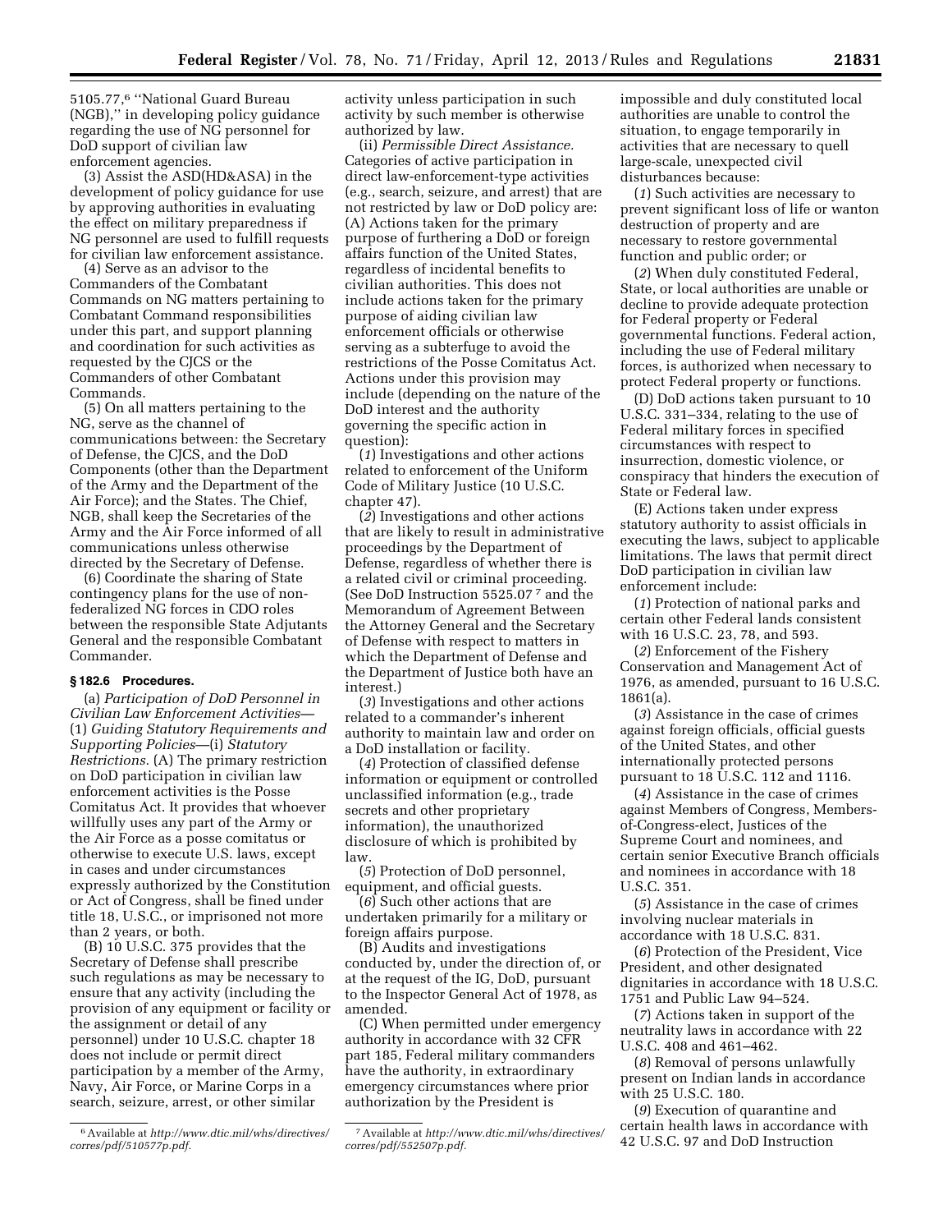5105.77,[6] ''National Guard Bureau (NGB),'' in developing policy guidance regarding the use of NG personnel for DoD support of civilian law enforcement agencies.

(3) Assist the ASD(HD&ASA) in the development of policy guidance for use by approving authorities in evaluating the effect on military preparedness if NG personnel are used to fulfill requests for civilian law enforcement assistance.

(4) Serve as an advisor to the Commanders of the Combatant Commands on NG matters pertaining to Combatant Command responsibilities under this part, and support planning and coordination for such activities as requested by the CJCS or the Commanders of other Combatant Commands.

(5) On all matters pertaining to the NG, serve as the channel of communications between: the Secretary of Defense, the CJCS, and the DoD Components (other than the Department of the Army and the Department of the Air Force); and the States. The Chief, NGB, shall keep the Secretaries of the Army and the Air Force informed of all communications unless otherwise directed by the Secretary of Defense.

(6) Coordinate the sharing of State contingency plans for the use of non-federalized NG forces in CDO roles between the responsible State Adjutants General and the responsible Combatant Commander.

### § 182.6 Procedures.

(a) *Participation of DoD Personnel in Civilian Law Enforcement Activities*—(1) *Guiding Statutory Requirements and Supporting Policies*—(i) *Statutory Restrictions.* (A) The primary restriction on DoD participation in civilian law enforcement activities is the Posse Comitatus Act. It provides that whoever willfully uses any part of the Army or the Air Force as a posse comitatus or otherwise to execute U.S. laws, except in cases and under circumstances expressly authorized by the Constitution or Act of Congress, shall be fined under title 18, U.S.C., or imprisoned not more than 2 years, or both.

(B) 10 U.S.C. 375 provides that the Secretary of Defense shall prescribe such regulations as may be necessary to ensure that any activity (including the provision of any equipment or facility or the assignment or detail of any personnel) under 10 U.S.C. chapter 18 does not include or permit direct participation by a member of the Army, Navy, Air Force, or Marine Corps in a search, seizure, arrest, or other similar activity unless participation in such activity by such member is otherwise authorized by law.

(ii) *Permissible Direct Assistance.* Categories of active participation in direct law-enforcement-type activities (e.g., search, seizure, and arrest) that are not restricted by law or DoD policy are: (A) Actions taken for the primary purpose of furthering a DoD or foreign affairs function of the United States, regardless of incidental benefits to civilian authorities. This does not include actions taken for the primary purpose of aiding civilian law enforcement officials or otherwise serving as a subterfuge to avoid the restrictions of the Posse Comitatus Act. Actions under this provision may include (depending on the nature of the DoD interest and the authority governing the specific action in question):

(*1*) Investigations and other actions related to enforcement of the Uniform Code of Military Justice (10 U.S.C. chapter 47).

(*2*) Investigations and other actions that are likely to result in administrative proceedings by the Department of Defense, regardless of whether there is a related civil or criminal proceeding. (See DoD Instruction 5525.07[7] and the Memorandum of Agreement Between the Attorney General and the Secretary of Defense with respect to matters in which the Department of Defense and the Department of Justice both have an interest.)

(*3*) Investigations and other actions related to a commander's inherent authority to maintain law and order on a DoD installation or facility.

(*4*) Protection of classified defense information or equipment or controlled unclassified information (e.g., trade secrets and other proprietary information), the unauthorized disclosure of which is prohibited by law.

(*5*) Protection of DoD personnel, equipment, and official guests.

(*6*) Such other actions that are undertaken primarily for a military or foreign affairs purpose.

(B) Audits and investigations conducted by, under the direction of, or at the request of the IG, DoD, pursuant to the Inspector General Act of 1978, as amended.

(C) When permitted under emergency authority in accordance with 32 CFR part 185, Federal military commanders have the authority, in extraordinary emergency circumstances where prior authorization by the President is impossible and duly constituted local authorities are unable to control the situation, to engage temporarily in activities that are necessary to quell large-scale, unexpected civil disturbances because:

(*1*) Such activities are necessary to prevent significant loss of life or wanton destruction of property and are necessary to restore governmental function and public order; or

(*2*) When duly constituted Federal, State, or local authorities are unable or decline to provide adequate protection for Federal property or Federal governmental functions. Federal action, including the use of Federal military forces, is authorized when necessary to protect Federal property or functions.

(D) DoD actions taken pursuant to 10 U.S.C. 331–334, relating to the use of Federal military forces in specified circumstances with respect to insurrection, domestic violence, or conspiracy that hinders the execution of State or Federal law.

(E) Actions taken under express statutory authority to assist officials in executing the laws, subject to applicable limitations. The laws that permit direct DoD participation in civilian law enforcement include:

(*1*) Protection of national parks and certain other Federal lands consistent with 16 U.S.C. 23, 78, and 593.

(*2*) Enforcement of the Fishery Conservation and Management Act of 1976, as amended, pursuant to 16 U.S.C. 1861(a).

(*3*) Assistance in the case of crimes against foreign officials, official guests of the United States, and other internationally protected persons pursuant to 18 U.S.C. 112 and 1116.

(*4*) Assistance in the case of crimes against Members of Congress, Members-of-Congress-elect, Justices of the Supreme Court and nominees, and certain senior Executive Branch officials and nominees in accordance with 18 U.S.C. 351.

(*5*) Assistance in the case of crimes involving nuclear materials in accordance with 18 U.S.C. 831.

(*6*) Protection of the President, Vice President, and other designated dignitaries in accordance with 18 U.S.C. 1751 and Public Law 94–524.

(*7*) Actions taken in support of the neutrality laws in accordance with 22 U.S.C. 408 and 461–462.

(*8*) Removal of persons unlawfully present on Indian lands in accordance with 25 U.S.C. 180.

(*9*) Execution of quarantine and certain health laws in accordance with 42 U.S.C. 97 and DoD Instruction

---

[6] Available at *http://www.dtic.mil/whs/directives/corres/pdf/510577p.pdf.*

[7] Available at *http://www.dtic.mil/whs/directives/corres/pdf/552507p.pdf.*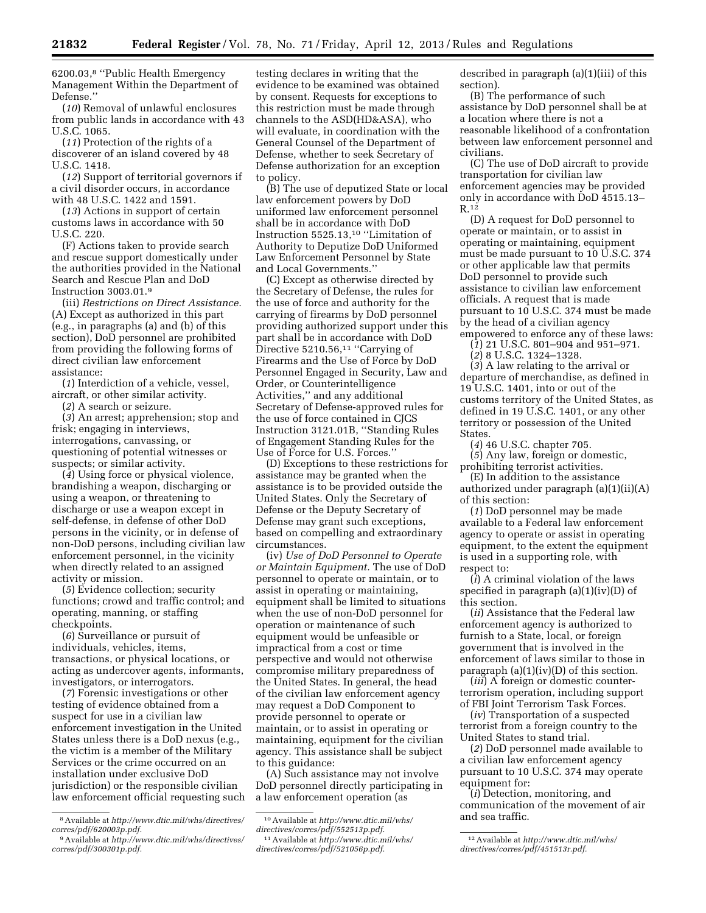6200.03,[8] ''Public Health Emergency Management Within the Department of Defense.''

(*10*) Removal of unlawful enclosures from public lands in accordance with 43 U.S.C. 1065.

(*11*) Protection of the rights of a discoverer of an island covered by 48 U.S.C. 1418.

(*12*) Support of territorial governors if a civil disorder occurs, in accordance with 48 U.S.C. 1422 and 1591.

(*13*) Actions in support of certain customs laws in accordance with 50 U.S.C. 220.

(F) Actions taken to provide search and rescue support domestically under the authorities provided in the National Search and Rescue Plan and DoD Instruction 3003.01.[9]

(iii) *Restrictions on Direct Assistance.* (A) Except as authorized in this part (e.g., in paragraphs (a) and (b) of this section), DoD personnel are prohibited from providing the following forms of direct civilian law enforcement assistance:

(*1*) Interdiction of a vehicle, vessel, aircraft, or other similar activity.

(*2*) A search or seizure.

(*3*) An arrest; apprehension; stop and frisk; engaging in interviews, interrogations, canvassing, or questioning of potential witnesses or suspects; or similar activity.

(*4*) Using force or physical violence, brandishing a weapon, discharging or using a weapon, or threatening to discharge or use a weapon except in self-defense, in defense of other DoD persons in the vicinity, or in defense of non-DoD persons, including civilian law enforcement personnel, in the vicinity when directly related to an assigned activity or mission.

(*5*) Evidence collection; security functions; crowd and traffic control; and operating, manning, or staffing checkpoints.

(*6*) Surveillance or pursuit of individuals, vehicles, items, transactions, or physical locations, or acting as undercover agents, informants, investigators, or interrogators.

(*7*) Forensic investigations or other testing of evidence obtained from a suspect for use in a civilian law enforcement investigation in the United States unless there is a DoD nexus (e.g., the victim is a member of the Military Services or the crime occurred on an installation under exclusive DoD jurisdiction) or the responsible civilian law enforcement official requesting such testing declares in writing that the evidence to be examined was obtained by consent. Requests for exceptions to this restriction must be made through channels to the ASD(HD&ASA), who will evaluate, in coordination with the General Counsel of the Department of Defense, whether to seek Secretary of Defense authorization for an exception to policy.

(B) The use of deputized State or local law enforcement powers by DoD uniformed law enforcement personnel shall be in accordance with DoD Instruction 5525.13,[10] ''Limitation of Authority to Deputize DoD Uniformed Law Enforcement Personnel by State and Local Governments.''

(C) Except as otherwise directed by the Secretary of Defense, the rules for the use of force and authority for the carrying of firearms by DoD personnel providing authorized support under this part shall be in accordance with DoD Directive 5210.56,[11] ''Carrying of Firearms and the Use of Force by DoD Personnel Engaged in Security, Law and Order, or Counterintelligence Activities,'' and any additional Secretary of Defense-approved rules for the use of force contained in CJCS Instruction 3121.01B, ''Standing Rules of Engagement Standing Rules for the Use of Force for U.S. Forces.''

(D) Exceptions to these restrictions for assistance may be granted when the assistance is to be provided outside the United States. Only the Secretary of Defense or the Deputy Secretary of Defense may grant such exceptions, based on compelling and extraordinary circumstances.

(iv) *Use of DoD Personnel to Operate or Maintain Equipment.* The use of DoD personnel to operate or maintain, or to assist in operating or maintaining, equipment shall be limited to situations when the use of non-DoD personnel for operation or maintenance of such equipment would be unfeasible or impractical from a cost or time perspective and would not otherwise compromise military preparedness of the United States. In general, the head of the civilian law enforcement agency may request a DoD Component to provide personnel to operate or maintain, or to assist in operating or maintaining, equipment for the civilian agency. This assistance shall be subject to this guidance:

(A) Such assistance may not involve DoD personnel directly participating in a law enforcement operation (as described in paragraph (a)(1)(iii) of this section).

(B) The performance of such assistance by DoD personnel shall be at a location where there is not a reasonable likelihood of a confrontation between law enforcement personnel and civilians.

(C) The use of DoD aircraft to provide transportation for civilian law enforcement agencies may be provided only in accordance with DoD 4515.13–R.[12]

(D) A request for DoD personnel to operate or maintain, or to assist in operating or maintaining, equipment must be made pursuant to 10 U.S.C. 374 or other applicable law that permits DoD personnel to provide such assistance to civilian law enforcement officials. A request that is made pursuant to 10 U.S.C. 374 must be made by the head of a civilian agency empowered to enforce any of these laws:

(*1*) 21 U.S.C. 801–904 and 951–971.

(*2*) 8 U.S.C. 1324–1328.

(*3*) A law relating to the arrival or departure of merchandise, as defined in 19 U.S.C. 1401, into or out of the customs territory of the United States, as defined in 19 U.S.C. 1401, or any other territory or possession of the United States.

(*4*) 46 U.S.C. chapter 705.

(*5*) Any law, foreign or domestic, prohibiting terrorist activities.

(E) In addition to the assistance authorized under paragraph (a)(1)(ii)(A) of this section:

(*1*) DoD personnel may be made available to a Federal law enforcement agency to operate or assist in operating equipment, to the extent the equipment is used in a supporting role, with respect to:

(*i*) A criminal violation of the laws specified in paragraph (a)(1)(iv)(D) of this section.

(*ii*) Assistance that the Federal law enforcement agency is authorized to furnish to a State, local, or foreign government that is involved in the enforcement of laws similar to those in paragraph (a)(1)(iv)(D) of this section.

(*iii*) A foreign or domestic counter-terrorism operation, including support of FBI Joint Terrorism Task Forces.

(*iv*) Transportation of a suspected terrorist from a foreign country to the United States to stand trial.

(*2*) DoD personnel made available to a civilian law enforcement agency pursuant to 10 U.S.C. 374 may operate equipment for:

(*i*) Detection, monitoring, and communication of the movement of air and sea traffic.

---

[8] Available at *http://www.dtic.mil/whs/directives/corres/pdf/620003p.pdf.*

[9] Available at *http://www.dtic.mil/whs/directives/corres/pdf/300301p.pdf.*

[10] Available at *http://www.dtic.mil/whs/directives/corres/pdf/552513p.pdf.*

[11] Available at *http://www.dtic.mil/whs/directives/corres/pdf/521056p.pdf.*

[12] Available at *http://www.dtic.mil/whs/directives/corres/pdf/451513r.pdf.*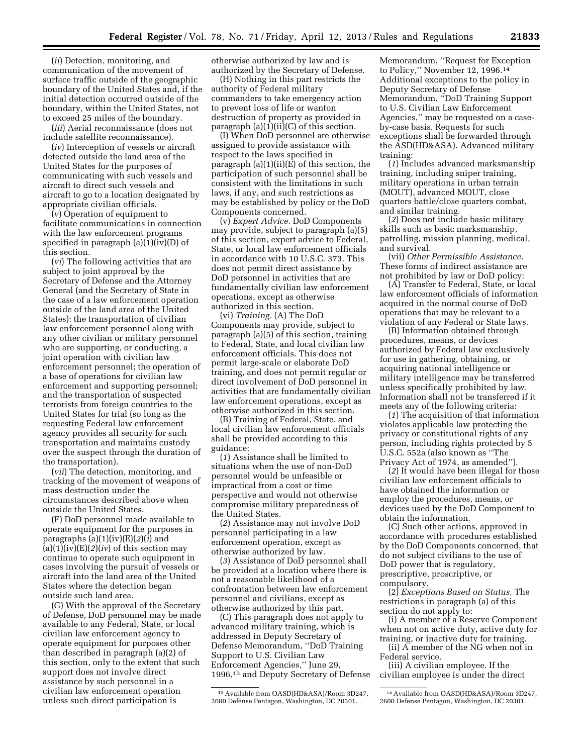(*ii*) Detection, monitoring, and communication of the movement of surface traffic outside of the geographic boundary of the United States and, if the initial detection occurred outside of the boundary, within the United States, not to exceed 25 miles of the boundary.

(*iii*) Aerial reconnaissance (does not include satellite reconnaissance).

(*iv*) Interception of vessels or aircraft detected outside the land area of the United States for the purposes of communicating with such vessels and aircraft to direct such vessels and aircraft to go to a location designated by appropriate civilian officials.

(*v*) Operation of equipment to facilitate communications in connection with the law enforcement programs specified in paragraph (a)(1)(iv)(D) of this section.

(*vi*) The following activities that are subject to joint approval by the Secretary of Defense and the Attorney General (and the Secretary of State in the case of a law enforcement operation outside of the land area of the United States): the transportation of civilian law enforcement personnel along with any other civilian or military personnel who are supporting, or conducting, a joint operation with civilian law enforcement personnel; the operation of a base of operations for civilian law enforcement and supporting personnel; and the transportation of suspected terrorists from foreign countries to the United States for trial (so long as the requesting Federal law enforcement agency provides all security for such transportation and maintains custody over the suspect through the duration of the transportation).

(*vii*) The detection, monitoring, and tracking of the movement of weapons of mass destruction under the circumstances described above when outside the United States.

(F) DoD personnel made available to operate equipment for the purposes in paragraphs (a)(1)(iv)(E)(*2*)(*i*) and (a)(1)(iv)(E)(*2*)(*iv*) of this section may continue to operate such equipment in cases involving the pursuit of vessels or aircraft into the land area of the United States where the detection began outside such land area.

(G) With the approval of the Secretary of Defense, DoD personnel may be made available to any Federal, State, or local civilian law enforcement agency to operate equipment for purposes other than described in paragraph (a)(2) of this section, only to the extent that such support does not involve direct assistance by such personnel in a civilian law enforcement operation unless such direct participation is otherwise authorized by law and is authorized by the Secretary of Defense.

(H) Nothing in this part restricts the authority of Federal military commanders to take emergency action to prevent loss of life or wanton destruction of property as provided in paragraph (a)(1)(ii)(C) of this section.

(I) When DoD personnel are otherwise assigned to provide assistance with respect to the laws specified in paragraph (a)(1)(ii)(E) of this section, the participation of such personnel shall be consistent with the limitations in such laws, if any, and such restrictions as may be established by policy or the DoD Components concerned.

(v) *Expert Advice.* DoD Components may provide, subject to paragraph (a)(5) of this section, expert advice to Federal, State, or local law enforcement officials in accordance with 10 U.S.C. 373. This does not permit direct assistance by DoD personnel in activities that are fundamentally civilian law enforcement operations, except as otherwise authorized in this section.

(vi) *Training.* (A) The DoD Components may provide, subject to paragraph (a)(5) of this section, training to Federal, State, and local civilian law enforcement officials. This does not permit large-scale or elaborate DoD training, and does not permit regular or direct involvement of DoD personnel in activities that are fundamentally civilian law enforcement operations, except as otherwise authorized in this section.

(B) Training of Federal, State, and local civilian law enforcement officials shall be provided according to this guidance:

(*1*) Assistance shall be limited to situations when the use of non-DoD personnel would be unfeasible or impractical from a cost or time perspective and would not otherwise compromise military preparedness of the United States.

(*2*) Assistance may not involve DoD personnel participating in a law enforcement operation, except as otherwise authorized by law.

(*3*) Assistance of DoD personnel shall be provided at a location where there is not a reasonable likelihood of a confrontation between law enforcement personnel and civilians, except as otherwise authorized by this part.

(C) This paragraph does not apply to advanced military training, which is addressed in Deputy Secretary of Defense Memorandum, ''DoD Training Support to U.S. Civilian Law Enforcement Agencies,'' June 29, 1996,[13] and Deputy Secretary of Defense Memorandum, ''Request for Exception to Policy,'' November 12, 1996.[14] Additional exceptions to the policy in Deputy Secretary of Defense Memorandum, ''DoD Training Support to U.S. Civilian Law Enforcement Agencies,'' may be requested on a case-by-case basis. Requests for such exceptions shall be forwarded through the ASD(HD&ASA). Advanced military training:

(*1*) Includes advanced marksmanship training, including sniper training, military operations in urban terrain (MOUT), advanced MOUT, close quarters battle/close quarters combat, and similar training.

(*2*) Does not include basic military skills such as basic marksmanship, patrolling, mission planning, medical, and survival.

(vii) *Other Permissible Assistance.* These forms of indirect assistance are not prohibited by law or DoD policy:

(A) Transfer to Federal, State, or local law enforcement officials of information acquired in the normal course of DoD operations that may be relevant to a violation of any Federal or State laws.

(B) Information obtained through procedures, means, or devices authorized by Federal law exclusively for use in gathering, obtaining, or acquiring national intelligence or military intelligence may be transferred unless specifically prohibited by law. Information shall not be transferred if it meets any of the following criteria:

(*1*) The acquisition of that information violates applicable law protecting the privacy or constitutional rights of any person, including rights protected by 5 U.S.C. 552a (also known as ''The Privacy Act of 1974, as amended'').

(*2*) It would have been illegal for those civilian law enforcement officials to have obtained the information or employ the procedures, means, or devices used by the DoD Component to obtain the information.

(C) Such other actions, approved in accordance with procedures established by the DoD Components concerned, that do not subject civilians to the use of DoD power that is regulatory, prescriptive, proscriptive, or compulsory.

(2) *Exceptions Based on Status.* The restrictions in paragraph (a) of this section do not apply to:

(i) A member of a Reserve Component when not on active duty, active duty for training, or inactive duty for training.

(ii) A member of the NG when not in Federal service.

(iii) A civilian employee. If the civilian employee is under the direct

---

[13] Available from OASD(HD&ASA)/Room 3D247, 2600 Defense Pentagon, Washington, DC 20301.

[14] Available from OASD(HD&ASA)/Room 3D247, 2600 Defense Pentagon, Washington, DC 20301.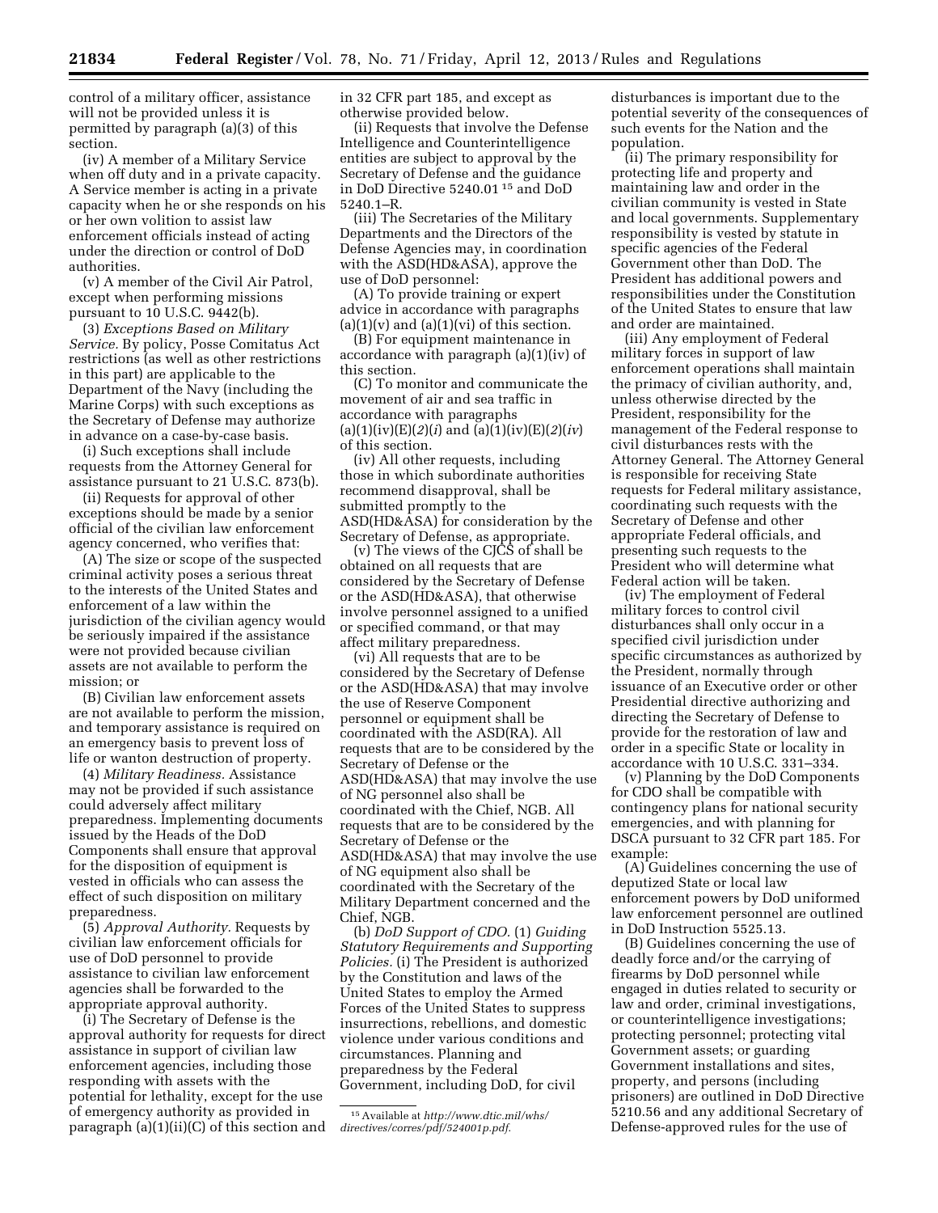control of a military officer, assistance will not be provided unless it is permitted by paragraph (a)(3) of this section.

(iv) A member of a Military Service when off duty and in a private capacity. A Service member is acting in a private capacity when he or she responds on his or her own volition to assist law enforcement officials instead of acting under the direction or control of DoD authorities.

(v) A member of the Civil Air Patrol, except when performing missions pursuant to 10 U.S.C. 9442(b).

(3) *Exceptions Based on Military Service.* By policy, Posse Comitatus Act restrictions (as well as other restrictions in this part) are applicable to the Department of the Navy (including the Marine Corps) with such exceptions as the Secretary of Defense may authorize in advance on a case-by-case basis.

(i) Such exceptions shall include requests from the Attorney General for assistance pursuant to 21 U.S.C. 873(b).

(ii) Requests for approval of other exceptions should be made by a senior official of the civilian law enforcement agency concerned, who verifies that:

(A) The size or scope of the suspected criminal activity poses a serious threat to the interests of the United States and enforcement of a law within the jurisdiction of the civilian agency would be seriously impaired if the assistance were not provided because civilian assets are not available to perform the mission; or

(B) Civilian law enforcement assets are not available to perform the mission, and temporary assistance is required on an emergency basis to prevent loss of life or wanton destruction of property.

(4) *Military Readiness.* Assistance may not be provided if such assistance could adversely affect military preparedness. Implementing documents issued by the Heads of the DoD Components shall ensure that approval for the disposition of equipment is vested in officials who can assess the effect of such disposition on military preparedness.

(5) *Approval Authority.* Requests by civilian law enforcement officials for use of DoD personnel to provide assistance to civilian law enforcement agencies shall be forwarded to the appropriate approval authority.

(i) The Secretary of Defense is the approval authority for requests for direct assistance in support of civilian law enforcement agencies, including those responding with assets with the potential for lethality, except for the use of emergency authority as provided in paragraph (a)(1)(ii)(C) of this section and in 32 CFR part 185, and except as otherwise provided below.

(ii) Requests that involve the Defense Intelligence and Counterintelligence entities are subject to approval by the Secretary of Defense and the guidance in DoD Directive 5240.01 [15] and DoD 5240.1–R.

(iii) The Secretaries of the Military Departments and the Directors of the Defense Agencies may, in coordination with the ASD(HD&ASA), approve the use of DoD personnel:

(A) To provide training or expert advice in accordance with paragraphs (a)(1)(v) and (a)(1)(vi) of this section.

(B) For equipment maintenance in accordance with paragraph (a)(1)(iv) of this section.

(C) To monitor and communicate the movement of air and sea traffic in accordance with paragraphs (a)(1)(iv)(E)(*2*)(*i*) and (a)(1)(iv)(E)(*2*)(*iv*) of this section.

(iv) All other requests, including those in which subordinate authorities recommend disapproval, shall be submitted promptly to the ASD(HD&ASA) for consideration by the Secretary of Defense, as appropriate.

(v) The views of the CJCS of shall be obtained on all requests that are considered by the Secretary of Defense or the ASD(HD&ASA), that otherwise involve personnel assigned to a unified or specified command, or that may affect military preparedness.

(vi) All requests that are to be considered by the Secretary of Defense or the ASD(HD&ASA) that may involve the use of Reserve Component personnel or equipment shall be coordinated with the ASD(RA). All requests that are to be considered by the Secretary of Defense or the ASD(HD&ASA) that may involve the use of NG personnel also shall be coordinated with the Chief, NGB. All requests that are to be considered by the Secretary of Defense or the ASD(HD&ASA) that may involve the use of NG equipment also shall be coordinated with the Secretary of the Military Department concerned and the Chief, NGB.

(b) *DoD Support of CDO.* (1) *Guiding Statutory Requirements and Supporting Policies.* (i) The President is authorized by the Constitution and laws of the United States to employ the Armed Forces of the United States to suppress insurrections, rebellions, and domestic violence under various conditions and circumstances. Planning and preparedness by the Federal Government, including DoD, for civil disturbances is important due to the potential severity of the consequences of such events for the Nation and the population.

(ii) The primary responsibility for protecting life and property and maintaining law and order in the civilian community is vested in State and local governments. Supplementary responsibility is vested by statute in specific agencies of the Federal Government other than DoD. The President has additional powers and responsibilities under the Constitution of the United States to ensure that law and order are maintained.

(iii) Any employment of Federal military forces in support of law enforcement operations shall maintain the primacy of civilian authority, and, unless otherwise directed by the President, responsibility for the management of the Federal response to civil disturbances rests with the Attorney General. The Attorney General is responsible for receiving State requests for Federal military assistance, coordinating such requests with the Secretary of Defense and other appropriate Federal officials, and presenting such requests to the President who will determine what Federal action will be taken.

(iv) The employment of Federal military forces to control civil disturbances shall only occur in a specified civil jurisdiction under specific circumstances as authorized by the President, normally through issuance of an Executive order or other Presidential directive authorizing and directing the Secretary of Defense to provide for the restoration of law and order in a specific State or locality in accordance with 10 U.S.C. 331–334.

(v) Planning by the DoD Components for CDO shall be compatible with contingency plans for national security emergencies, and with planning for DSCA pursuant to 32 CFR part 185. For example:

(A) Guidelines concerning the use of deputized State or local law enforcement powers by DoD uniformed law enforcement personnel are outlined in DoD Instruction 5525.13.

(B) Guidelines concerning the use of deadly force and/or the carrying of firearms by DoD personnel while engaged in duties related to security or law and order, criminal investigations, or counterintelligence investigations; protecting personnel; protecting vital Government assets; or guarding Government installations and sites, property, and persons (including prisoners) are outlined in DoD Directive 5210.56 and any additional Secretary of Defense-approved rules for the use of

[15] Available at *http://www.dtic.mil/whs/directives/corres/pdf/524001p.pdf.*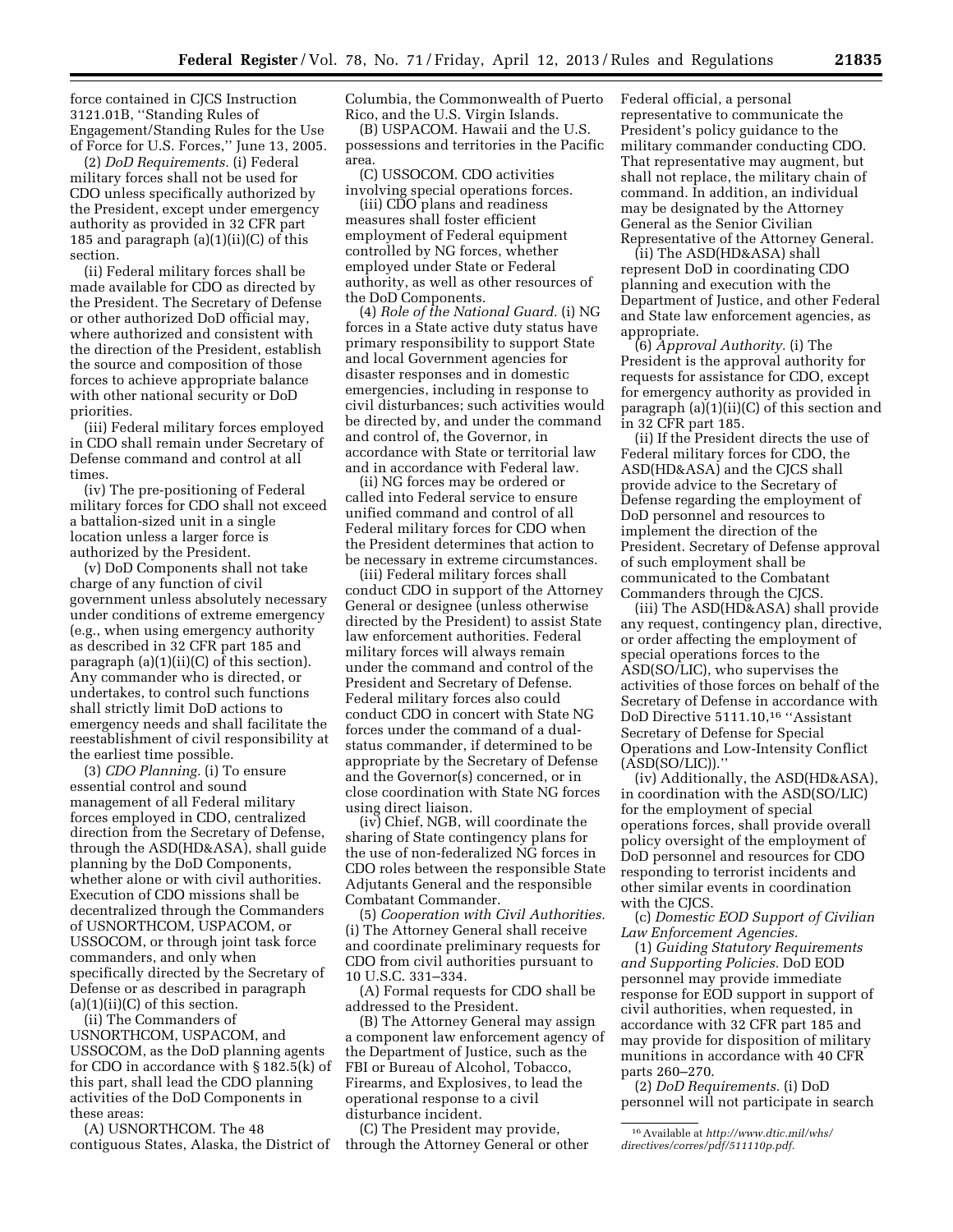force contained in CJCS Instruction 3121.01B, ''Standing Rules of Engagement/Standing Rules for the Use of Force for U.S. Forces,'' June 13, 2005.

(2) *DoD Requirements.* (i) Federal military forces shall not be used for CDO unless specifically authorized by the President, except under emergency authority as provided in 32 CFR part 185 and paragraph (a)(1)(ii)(C) of this section.

(ii) Federal military forces shall be made available for CDO as directed by the President. The Secretary of Defense or other authorized DoD official may, where authorized and consistent with the direction of the President, establish the source and composition of those forces to achieve appropriate balance with other national security or DoD priorities.

(iii) Federal military forces employed in CDO shall remain under Secretary of Defense command and control at all times.

(iv) The pre-positioning of Federal military forces for CDO shall not exceed a battalion-sized unit in a single location unless a larger force is authorized by the President.

(v) DoD Components shall not take charge of any function of civil government unless absolutely necessary under conditions of extreme emergency (e.g., when using emergency authority as described in 32 CFR part 185 and paragraph (a)(1)(ii)(C) of this section). Any commander who is directed, or undertakes, to control such functions shall strictly limit DoD actions to emergency needs and shall facilitate the reestablishment of civil responsibility at the earliest time possible.

(3) *CDO Planning.* (i) To ensure essential control and sound management of all Federal military forces employed in CDO, centralized direction from the Secretary of Defense, through the ASD(HD&ASA), shall guide planning by the DoD Components, whether alone or with civil authorities. Execution of CDO missions shall be decentralized through the Commanders of USNORTHCOM, USPACOM, or USSOCOM, or through joint task force commanders, and only when specifically directed by the Secretary of Defense or as described in paragraph (a)(1)(ii)(C) of this section.

(ii) The Commanders of USNORTHCOM, USPACOM, and USSOCOM, as the DoD planning agents for CDO in accordance with § 182.5(k) of this part, shall lead the CDO planning activities of the DoD Components in these areas:

(A) USNORTHCOM. The 48 contiguous States, Alaska, the District of Columbia, the Commonwealth of Puerto Rico, and the U.S. Virgin Islands.

(B) USPACOM. Hawaii and the U.S. possessions and territories in the Pacific area.

(C) USSOCOM. CDO activities involving special operations forces.

(iii) CDO plans and readiness measures shall foster efficient employment of Federal equipment controlled by NG forces, whether employed under State or Federal authority, as well as other resources of the DoD Components.

(4) *Role of the National Guard.* (i) NG forces in a State active duty status have primary responsibility to support State and local Government agencies for disaster responses and in domestic emergencies, including in response to civil disturbances; such activities would be directed by, and under the command and control of, the Governor, in accordance with State or territorial law and in accordance with Federal law.

(ii) NG forces may be ordered or called into Federal service to ensure unified command and control of all Federal military forces for CDO when the President determines that action to be necessary in extreme circumstances.

(iii) Federal military forces shall conduct CDO in support of the Attorney General or designee (unless otherwise directed by the President) to assist State law enforcement authorities. Federal military forces will always remain under the command and control of the President and Secretary of Defense. Federal military forces also could conduct CDO in concert with State NG forces under the command of a dual-status commander, if determined to be appropriate by the Secretary of Defense and the Governor(s) concerned, or in close coordination with State NG forces using direct liaison.

(iv) Chief, NGB, will coordinate the sharing of State contingency plans for the use of non-federalized NG forces in CDO roles between the responsible State Adjutants General and the responsible Combatant Commander.

(5) *Cooperation with Civil Authorities.* (i) The Attorney General shall receive and coordinate preliminary requests for CDO from civil authorities pursuant to 10 U.S.C. 331–334.

(A) Formal requests for CDO shall be addressed to the President.

(B) The Attorney General may assign a component law enforcement agency of the Department of Justice, such as the FBI or Bureau of Alcohol, Tobacco, Firearms, and Explosives, to lead the operational response to a civil disturbance incident.

(C) The President may provide, through the Attorney General or other Federal official, a personal representative to communicate the President's policy guidance to the military commander conducting CDO. That representative may augment, but shall not replace, the military chain of command. In addition, an individual may be designated by the Attorney General as the Senior Civilian Representative of the Attorney General.

(ii) The ASD(HD&ASA) shall represent DoD in coordinating CDO planning and execution with the Department of Justice, and other Federal and State law enforcement agencies, as appropriate.

(6) *Approval Authority.* (i) The President is the approval authority for requests for assistance for CDO, except for emergency authority as provided in paragraph (a)(1)(ii)(C) of this section and in 32 CFR part 185.

(ii) If the President directs the use of Federal military forces for CDO, the ASD(HD&ASA) and the CJCS shall provide advice to the Secretary of Defense regarding the employment of DoD personnel and resources to implement the direction of the President. Secretary of Defense approval of such employment shall be communicated to the Combatant Commanders through the CJCS.

(iii) The ASD(HD&ASA) shall provide any request, contingency plan, directive, or order affecting the employment of special operations forces to the ASD(SO/LIC), who supervises the activities of those forces on behalf of the Secretary of Defense in accordance with DoD Directive 5111.10,[16] ''Assistant Secretary of Defense for Special Operations and Low-Intensity Conflict (ASD(SO/LIC)).''

(iv) Additionally, the ASD(HD&ASA), in coordination with the ASD(SO/LIC) for the employment of special operations forces, shall provide overall policy oversight of the employment of DoD personnel and resources for CDO responding to terrorist incidents and other similar events in coordination with the CJCS.

(c) *Domestic EOD Support of Civilian Law Enforcement Agencies.*

(1) *Guiding Statutory Requirements and Supporting Policies.* DoD EOD personnel may provide immediate response for EOD support in support of civil authorities, when requested, in accordance with 32 CFR part 185 and may provide for disposition of military munitions in accordance with 40 CFR parts 260–270.

(2) *DoD Requirements.* (i) DoD personnel will not participate in search

[16] Available at *http://www.dtic.mil/whs/directives/corres/pdf/511110p.pdf.*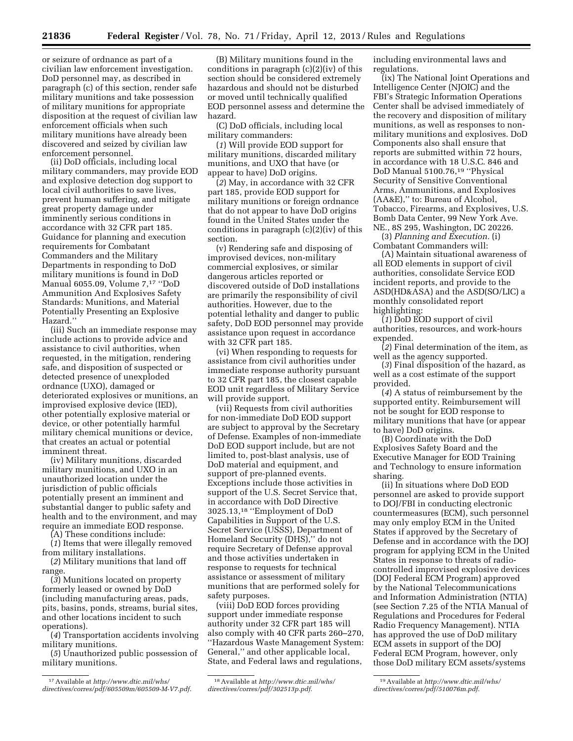or seizure of ordnance as part of a civilian law enforcement investigation. DoD personnel may, as described in paragraph (c) of this section, render safe military munitions and take possession of military munitions for appropriate disposition at the request of civilian law enforcement officials when such military munitions have already been discovered and seized by civilian law enforcement personnel.

(ii) DoD officials, including local military commanders, may provide EOD and explosive detection dog support to local civil authorities to save lives, prevent human suffering, and mitigate great property damage under imminently serious conditions in accordance with 32 CFR part 185. Guidance for planning and execution requirements for Combatant Commanders and the Military Departments in responding to DoD military munitions is found in DoD Manual 6055.09, Volume 7,[17] ''DoD Ammunition And Explosives Safety Standards: Munitions, and Material Potentially Presenting an Explosive Hazard.''

(iii) Such an immediate response may include actions to provide advice and assistance to civil authorities, when requested, in the mitigation, rendering safe, and disposition of suspected or detected presence of unexploded ordnance (UXO), damaged or deteriorated explosives or munitions, an improvised explosive device (IED), other potentially explosive material or device, or other potentially harmful military chemical munitions or device, that creates an actual or potential imminent threat.

(iv) Military munitions, discarded military munitions, and UXO in an unauthorized location under the jurisdiction of public officials potentially present an imminent and substantial danger to public safety and health and to the environment, and may require an immediate EOD response.

(A) These conditions include:

(*1*) Items that were illegally removed from military installations.

(*2*) Military munitions that land off range.

(*3*) Munitions located on property formerly leased or owned by DoD (including manufacturing areas, pads, pits, basins, ponds, streams, burial sites, and other locations incident to such operations).

(*4*) Transportation accidents involving military munitions.

(*5*) Unauthorized public possession of military munitions.

(B) Military munitions found in the conditions in paragraph (c)(2)(iv) of this section should be considered extremely hazardous and should not be disturbed or moved until technically qualified EOD personnel assess and determine the hazard.

(C) DoD officials, including local military commanders:

(*1*) Will provide EOD support for military munitions, discarded military munitions, and UXO that have (or appear to have) DoD origins.

(*2*) May, in accordance with 32 CFR part 185, provide EOD support for military munitions or foreign ordnance that do not appear to have DoD origins found in the United States under the conditions in paragraph (c)(2)(iv) of this section.

(v) Rendering safe and disposing of improvised devices, non-military commercial explosives, or similar dangerous articles reported or discovered outside of DoD installations are primarily the responsibility of civil authorities. However, due to the potential lethality and danger to public safety, DoD EOD personnel may provide assistance upon request in accordance with 32 CFR part 185.

(vi) When responding to requests for assistance from civil authorities under immediate response authority pursuant to 32 CFR part 185, the closest capable EOD unit regardless of Military Service will provide support.

(vii) Requests from civil authorities for non-immediate DoD EOD support are subject to approval by the Secretary of Defense. Examples of non-immediate DoD EOD support include, but are not limited to, post-blast analysis, use of DoD material and equipment, and support of pre-planned events. Exceptions include those activities in support of the U.S. Secret Service that, in accordance with DoD Directive 3025.13,[18] ''Employment of DoD Capabilities in Support of the U.S. Secret Service (USSS), Department of Homeland Security (DHS),'' do not require Secretary of Defense approval and those activities undertaken in response to requests for technical assistance or assessment of military munitions that are performed solely for safety purposes.

(viii) DoD EOD forces providing support under immediate response authority under 32 CFR part 185 will also comply with 40 CFR parts 260–270, ''Hazardous Waste Management System: General,'' and other applicable local, State, and Federal laws and regulations, including environmental laws and regulations.

(ix) The National Joint Operations and Intelligence Center (NJOIC) and the FBI's Strategic Information Operations Center shall be advised immediately of the recovery and disposition of military munitions, as well as responses to non-military munitions and explosives. DoD Components also shall ensure that reports are submitted within 72 hours, in accordance with 18 U.S.C. 846 and DoD Manual 5100.76,[19] ''Physical Security of Sensitive Conventional Arms, Ammunitions, and Explosives (AA&E),'' to: Bureau of Alcohol, Tobacco, Firearms, and Explosives, U.S. Bomb Data Center, 99 New York Ave. NE., 8S 295, Washington, DC 20226.

(3) *Planning and Execution.* (i) Combatant Commanders will:

(A) Maintain situational awareness of all EOD elements in support of civil authorities, consolidate Service EOD incident reports, and provide to the ASD(HD&ASA) and the ASD(SO/LIC) a monthly consolidated report highlighting:

(*1*) DoD EOD support of civil authorities, resources, and work-hours expended.

(*2*) Final determination of the item, as well as the agency supported.

(*3*) Final disposition of the hazard, as well as a cost estimate of the support provided.

(*4*) A status of reimbursement by the supported entity. Reimbursement will not be sought for EOD response to military munitions that have (or appear to have) DoD origins.

(B) Coordinate with the DoD Explosives Safety Board and the Executive Manager for EOD Training and Technology to ensure information sharing.

(ii) In situations where DoD EOD personnel are asked to provide support to DOJ/FBI in conducting electronic countermeasures (ECM), such personnel may only employ ECM in the United States if approved by the Secretary of Defense and in accordance with the DOJ program for applying ECM in the United States in response to threats of radio-controlled improvised explosive devices (DOJ Federal ECM Program) approved by the National Telecommunications and Information Administration (NTIA) (see Section 7.25 of the NTIA Manual of Regulations and Procedures for Federal Radio Frequency Management). NTIA has approved the use of DoD military ECM assets in support of the DOJ Federal ECM Program, however, only those DoD military ECM assets/systems

[17] Available at *http://www.dtic.mil/whs/directives/corres/pdf/605509m/605509-M-V7.pdf*.

[18] Available at *http://www.dtic.mil/whs/directives/corres/pdf/302513p.pdf*.

[19] Available at *http://www.dtic.mil/whs/directives/corres/pdf/510076m.pdf*.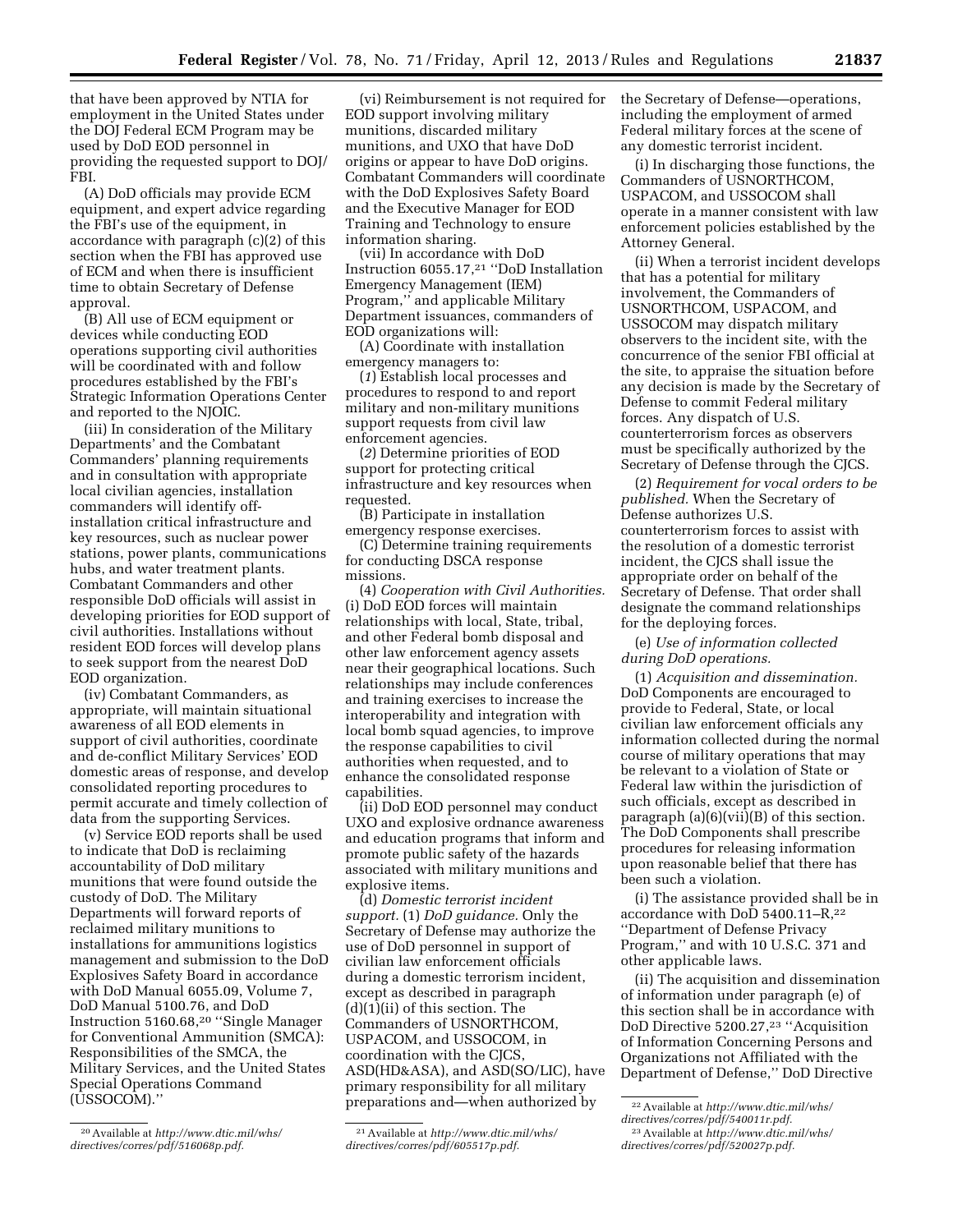that have been approved by NTIA for employment in the United States under the DOJ Federal ECM Program may be used by DoD EOD personnel in providing the requested support to DOJ/FBI.

(A) DoD officials may provide ECM equipment, and expert advice regarding the FBI's use of the equipment, in accordance with paragraph (c)(2) of this section when the FBI has approved use of ECM and when there is insufficient time to obtain Secretary of Defense approval.

(B) All use of ECM equipment or devices while conducting EOD operations supporting civil authorities will be coordinated with and follow procedures established by the FBI's Strategic Information Operations Center and reported to the NJOIC.

(iii) In consideration of the Military Departments' and the Combatant Commanders' planning requirements and in consultation with appropriate local civilian agencies, installation commanders will identify off-installation critical infrastructure and key resources, such as nuclear power stations, power plants, communications hubs, and water treatment plants. Combatant Commanders and other responsible DoD officials will assist in developing priorities for EOD support of civil authorities. Installations without resident EOD forces will develop plans to seek support from the nearest DoD EOD organization.

(iv) Combatant Commanders, as appropriate, will maintain situational awareness of all EOD elements in support of civil authorities, coordinate and de-conflict Military Services' EOD domestic areas of response, and develop consolidated reporting procedures to permit accurate and timely collection of data from the supporting Services.

(v) Service EOD reports shall be used to indicate that DoD is reclaiming accountability of DoD military munitions that were found outside the custody of DoD. The Military Departments will forward reports of reclaimed military munitions to installations for ammunitions logistics management and submission to the DoD Explosives Safety Board in accordance with DoD Manual 6055.09, Volume 7, DoD Manual 5100.76, and DoD Instruction 5160.68,[20] ''Single Manager for Conventional Ammunition (SMCA): Responsibilities of the SMCA, the Military Services, and the United States Special Operations Command (USSOCOM).''

(vi) Reimbursement is not required for EOD support involving military munitions, discarded military munitions, and UXO that have DoD origins or appear to have DoD origins. Combatant Commanders will coordinate with the DoD Explosives Safety Board and the Executive Manager for EOD Training and Technology to ensure information sharing.

(vii) In accordance with DoD Instruction 6055.17,[21] ''DoD Installation Emergency Management (IEM) Program,'' and applicable Military Department issuances, commanders of EOD organizations will:

(A) Coordinate with installation emergency managers to:

(*1*) Establish local processes and procedures to respond to and report military and non-military munitions support requests from civil law enforcement agencies.

(*2*) Determine priorities of EOD support for protecting critical infrastructure and key resources when requested.

(B) Participate in installation emergency response exercises.

(C) Determine training requirements for conducting DSCA response missions.

(4) *Cooperation with Civil Authorities.* (i) DoD EOD forces will maintain relationships with local, State, tribal, and other Federal bomb disposal and other law enforcement agency assets near their geographical locations. Such relationships may include conferences and training exercises to increase the interoperability and integration with local bomb squad agencies, to improve the response capabilities to civil authorities when requested, and to enhance the consolidated response capabilities.

(ii) DoD EOD personnel may conduct UXO and explosive ordnance awareness and education programs that inform and promote public safety of the hazards associated with military munitions and explosive items.

(d) *Domestic terrorist incident support.* (1) *DoD guidance.* Only the Secretary of Defense may authorize the use of DoD personnel in support of civilian law enforcement officials during a domestic terrorism incident, except as described in paragraph (d)(1)(ii) of this section. The Commanders of USNORTHCOM, USPACOM, and USSOCOM, in coordination with the CJCS, ASD(HD&ASA), and ASD(SO/LIC), have primary responsibility for all military preparations and—when authorized by the Secretary of Defense—operations, including the employment of armed Federal military forces at the scene of any domestic terrorist incident.

(i) In discharging those functions, the Commanders of USNORTHCOM, USPACOM, and USSOCOM shall operate in a manner consistent with law enforcement policies established by the Attorney General.

(ii) When a terrorist incident develops that has a potential for military involvement, the Commanders of USNORTHCOM, USPACOM, and USSOCOM may dispatch military observers to the incident site, with the concurrence of the senior FBI official at the site, to appraise the situation before any decision is made by the Secretary of Defense to commit Federal military forces. Any dispatch of U.S. counterterrorism forces as observers must be specifically authorized by the Secretary of Defense through the CJCS.

(2) *Requirement for vocal orders to be published.* When the Secretary of Defense authorizes U.S. counterterrorism forces to assist with the resolution of a domestic terrorist incident, the CJCS shall issue the appropriate order on behalf of the Secretary of Defense. That order shall designate the command relationships for the deploying forces.

(e) *Use of information collected during DoD operations.*

(1) *Acquisition and dissemination.* DoD Components are encouraged to provide to Federal, State, or local civilian law enforcement officials any information collected during the normal course of military operations that may be relevant to a violation of State or Federal law within the jurisdiction of such officials, except as described in paragraph (a)(6)(vii)(B) of this section. The DoD Components shall prescribe procedures for releasing information upon reasonable belief that there has been such a violation.

(i) The assistance provided shall be in accordance with DoD 5400.11–R,[22] ''Department of Defense Privacy Program,'' and with 10 U.S.C. 371 and other applicable laws.

(ii) The acquisition and dissemination of information under paragraph (e) of this section shall be in accordance with DoD Directive 5200.27,[23] ''Acquisition of Information Concerning Persons and Organizations not Affiliated with the Department of Defense,'' DoD Directive

---

[20] Available at *http://www.dtic.mil/whs/directives/corres/pdf/516068p.pdf.*

[21] Available at *http://www.dtic.mil/whs/directives/corres/pdf/605517p.pdf.*

[22] Available at *http://www.dtic.mil/whs/directives/corres/pdf/540011r.pdf.*

[23] Available at *http://www.dtic.mil/whs/directives/corres/pdf/520027p.pdf.*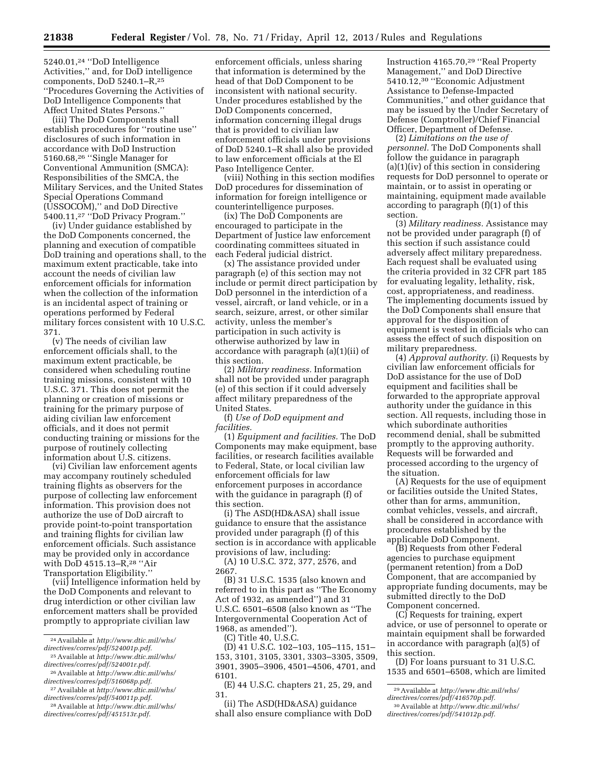5240.01,[24] ''DoD Intelligence Activities,'' and, for DoD intelligence components, DoD 5240.1–R,[25] ''Procedures Governing the Activities of DoD Intelligence Components that Affect United States Persons.''

(iii) The DoD Components shall establish procedures for ''routine use'' disclosures of such information in accordance with DoD Instruction 5160.68,[26] ''Single Manager for Conventional Ammunition (SMCA): Responsibilities of the SMCA, the Military Services, and the United States Special Operations Command (USSOCOM),'' and DoD Directive 5400.11,[27] ''DoD Privacy Program.''

(iv) Under guidance established by the DoD Components concerned, the planning and execution of compatible DoD training and operations shall, to the maximum extent practicable, take into account the needs of civilian law enforcement officials for information when the collection of the information is an incidental aspect of training or operations performed by Federal military forces consistent with 10 U.S.C. 371.

(v) The needs of civilian law enforcement officials shall, to the maximum extent practicable, be considered when scheduling routine training missions, consistent with 10 U.S.C. 371. This does not permit the planning or creation of missions or training for the primary purpose of aiding civilian law enforcement officials, and it does not permit conducting training or missions for the purpose of routinely collecting information about U.S. citizens.

(vi) Civilian law enforcement agents may accompany routinely scheduled training flights as observers for the purpose of collecting law enforcement information. This provision does not authorize the use of DoD aircraft to provide point-to-point transportation and training flights for civilian law enforcement officials. Such assistance may be provided only in accordance with DoD 4515.13–R,[28] ''Air Transportation Eligibility.''

(vii) Intelligence information held by the DoD Components and relevant to drug interdiction or other civilian law enforcement matters shall be provided promptly to appropriate civilian law enforcement officials, unless sharing that information is determined by the head of that DoD Component to be inconsistent with national security. Under procedures established by the DoD Components concerned, information concerning illegal drugs that is provided to civilian law enforcement officials under provisions of DoD 5240.1–R shall also be provided to law enforcement officials at the El Paso Intelligence Center.

(viii) Nothing in this section modifies DoD procedures for dissemination of information for foreign intelligence or counterintelligence purposes.

(ix) The DoD Components are encouraged to participate in the Department of Justice law enforcement coordinating committees situated in each Federal judicial district.

(x) The assistance provided under paragraph (e) of this section may not include or permit direct participation by DoD personnel in the interdiction of a vessel, aircraft, or land vehicle, or in a search, seizure, arrest, or other similar activity, unless the member's participation in such activity is otherwise authorized by law in accordance with paragraph (a)(1)(ii) of this section.

(2) *Military readiness.* Information shall not be provided under paragraph (e) of this section if it could adversely affect military preparedness of the United States.

(f) *Use of DoD equipment and facilities.*

(1) *Equipment and facilities.* The DoD Components may make equipment, base facilities, or research facilities available to Federal, State, or local civilian law enforcement officials for law enforcement purposes in accordance with the guidance in paragraph (f) of this section.

(i) The ASD(HD&ASA) shall issue guidance to ensure that the assistance provided under paragraph (f) of this section is in accordance with applicable provisions of law, including:

(A) 10 U.S.C. 372, 377, 2576, and 2667.

(B) 31 U.S.C. 1535 (also known and referred to in this part as ''The Economy Act of 1932, as amended'') and 31 U.S.C. 6501–6508 (also known as ''The Intergovernmental Cooperation Act of 1968, as amended'').

(C) Title 40, U.S.C.

(D) 41 U.S.C. 102–103, 105–115, 151–153, 3101, 3105, 3301, 3303–3305, 3509, 3901, 3905–3906, 4501–4506, 4701, and 6101.

(E) 44 U.S.C. chapters 21, 25, 29, and 31.

(ii) The ASD(HD&ASA) guidance shall also ensure compliance with DoD Instruction 4165.70,[29] ''Real Property Management,'' and DoD Directive 5410.12,[30] ''Economic Adjustment Assistance to Defense-Impacted Communities,'' and other guidance that may be issued by the Under Secretary of Defense (Comptroller)/Chief Financial Officer, Department of Defense.

(2) *Limitations on the use of personnel.* The DoD Components shall follow the guidance in paragraph (a)(1)(iv) of this section in considering requests for DoD personnel to operate or maintain, or to assist in operating or maintaining, equipment made available according to paragraph (f)(1) of this section.

(3) *Military readiness.* Assistance may not be provided under paragraph (f) of this section if such assistance could adversely affect military preparedness. Each request shall be evaluated using the criteria provided in 32 CFR part 185 for evaluating legality, lethality, risk, cost, appropriateness, and readiness. The implementing documents issued by the DoD Components shall ensure that approval for the disposition of equipment is vested in officials who can assess the effect of such disposition on military preparedness.

(4) *Approval authority.* (i) Requests by civilian law enforcement officials for DoD assistance for the use of DoD equipment and facilities shall be forwarded to the appropriate approval authority under the guidance in this section. All requests, including those in which subordinate authorities recommend denial, shall be submitted promptly to the approving authority. Requests will be forwarded and processed according to the urgency of the situation.

(A) Requests for the use of equipment or facilities outside the United States, other than for arms, ammunition, combat vehicles, vessels, and aircraft, shall be considered in accordance with procedures established by the applicable DoD Component.

(B) Requests from other Federal agencies to purchase equipment (permanent retention) from a DoD Component, that are accompanied by appropriate funding documents, may be submitted directly to the DoD Component concerned.

(C) Requests for training, expert advice, or use of personnel to operate or maintain equipment shall be forwarded in accordance with paragraph (a)(5) of this section.

(D) For loans pursuant to 31 U.S.C. 1535 and 6501–6508, which are limited

---

[24] Available at *http://www.dtic.mil/whs/directives/corres/pdf/524001p.pdf.*

[25] Available at *http://www.dtic.mil/whs/directives/corres/pdf/524001r.pdf.*

[26] Available at *http://www.dtic.mil/whs/directives/corres/pdf/516068p.pdf.*

[27] Available at *http://www.dtic.mil/whs/directives/corres/pdf/540011p.pdf.*

[28] Available at *http://www.dtic.mil/whs/directives/corres/pdf/451513r.pdf.*

[29] Available at *http://www.dtic.mil/whs/directives/corres/pdf/416570p.pdf.*

[30] Available at *http://www.dtic.mil/whs/directives/corres/pdf/541012p.pdf.*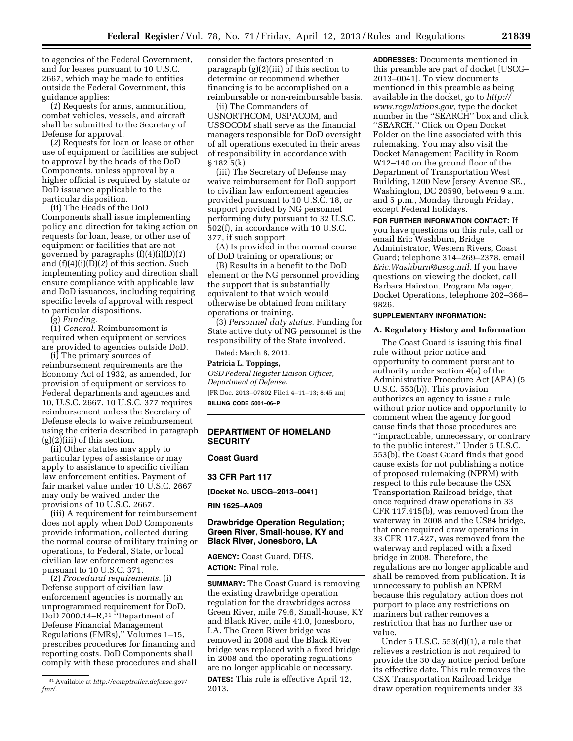to agencies of the Federal Government, and for leases pursuant to 10 U.S.C. 2667, which may be made to entities outside the Federal Government, this guidance applies:

(*1*) Requests for arms, ammunition, combat vehicles, vessels, and aircraft shall be submitted to the Secretary of Defense for approval.

(*2*) Requests for loan or lease or other use of equipment or facilities are subject to approval by the heads of the DoD Components, unless approval by a higher official is required by statute or DoD issuance applicable to the particular disposition.

(ii) The Heads of the DoD Components shall issue implementing policy and direction for taking action on requests for loan, lease, or other use of equipment or facilities that are not governed by paragraphs (f)(4)(i)(D)(*1*) and (f)(4)(i)(D)(*2*) of this section. Such implementing policy and direction shall ensure compliance with applicable law and DoD issuances, including requiring specific levels of approval with respect to particular dispositions.

(g) *Funding.*

(1) *General.* Reimbursement is required when equipment or services are provided to agencies outside DoD.

(i) The primary sources of reimbursement requirements are the Economy Act of 1932, as amended, for provision of equipment or services to Federal departments and agencies and 10, U.S.C. 2667. 10 U.S.C. 377 requires reimbursement unless the Secretary of Defense elects to waive reimbursement using the criteria described in paragraph (g)(2)(iii) of this section.

(ii) Other statutes may apply to particular types of assistance or may apply to assistance to specific civilian law enforcement entities. Payment of fair market value under 10 U.S.C. 2667 may only be waived under the provisions of 10 U.S.C. 2667.

(iii) A requirement for reimbursement does not apply when DoD Components provide information, collected during the normal course of military training or operations, to Federal, State, or local civilian law enforcement agencies pursuant to 10 U.S.C. 371.

(2) *Procedural requirements.* (i) Defense support of civilian law enforcement agencies is normally an unprogrammed requirement for DoD. DoD 7000.14–R,[31] "Department of Defense Financial Management Regulations (FMRs)," Volumes 1–15, prescribes procedures for financing and reporting costs. DoD Components shall comply with these procedures and shall consider the factors presented in paragraph (g)(2)(iii) of this section to determine or recommend whether financing is to be accomplished on a reimbursable or non-reimbursable basis.

(ii) The Commanders of USNORTHCOM, USPACOM, and USSOCOM shall serve as the financial managers responsible for DoD oversight of all operations executed in their areas of responsibility in accordance with § 182.5(k).

(iii) The Secretary of Defense may waive reimbursement for DoD support to civilian law enforcement agencies provided pursuant to 10 U.S.C. 18, or support provided by NG personnel performing duty pursuant to 32 U.S.C. 502(f), in accordance with 10 U.S.C. 377, if such support:

(A) Is provided in the normal course of DoD training or operations; or

(B) Results in a benefit to the DoD element or the NG personnel providing the support that is substantially equivalent to that which would otherwise be obtained from military operations or training.

(3) *Personnel duty status.* Funding for State active duty of NG personnel is the responsibility of the State involved.

Dated: March 8, 2013.

**Patricia L. Toppings,**

*OSD Federal Register Liaison Officer, Department of Defense.*

[FR Doc. 2013–07802 Filed 4–11–13; 8:45 am]

**BILLING CODE 5001–06–P**

[31] Available at *http://comptroller.defense.gov/fmr/.*

## DEPARTMENT OF HOMELAND SECURITY

### Coast Guard

### 33 CFR Part 117

**[Docket No. USCG–2013–0041]**

**RIN 1625–AA09**

### Drawbridge Operation Regulation; Green River, Small-house, KY and Black River, Jonesboro, LA

**AGENCY:** Coast Guard, DHS.

**ACTION:** Final rule.

**SUMMARY:** The Coast Guard is removing the existing drawbridge operation regulation for the drawbridges across Green River, mile 79.6, Small-house, KY and Black River, mile 41.0, Jonesboro, LA. The Green River bridge was removed in 2008 and the Black River bridge was replaced with a fixed bridge in 2008 and the operating regulations are no longer applicable or necessary.

**DATES:** This rule is effective April 12, 2013.

**ADDRESSES:** Documents mentioned in this preamble are part of docket [USCG–2013–0041]. To view documents mentioned in this preamble as being available in the docket, go to *http://www.regulations.gov,* type the docket number in the "SEARCH" box and click "SEARCH." Click on Open Docket Folder on the line associated with this rulemaking. You may also visit the Docket Management Facility in Room W12–140 on the ground floor of the Department of Transportation West Building, 1200 New Jersey Avenue SE., Washington, DC 20590, between 9 a.m. and 5 p.m., Monday through Friday, except Federal holidays.

**FOR FURTHER INFORMATION CONTACT:** If you have questions on this rule, call or email Eric Washburn, Bridge Administrator, Western Rivers, Coast Guard; telephone 314–269–2378, email *Eric.Washburn@uscg.mil.* If you have questions on viewing the docket, call Barbara Hairston, Program Manager, Docket Operations, telephone 202–366–9826.

**SUPPLEMENTARY INFORMATION:**

#### A. Regulatory History and Information

The Coast Guard is issuing this final rule without prior notice and opportunity to comment pursuant to authority under section 4(a) of the Administrative Procedure Act (APA) (5 U.S.C. 553(b)). This provision authorizes an agency to issue a rule without prior notice and opportunity to comment when the agency for good cause finds that those procedures are "impracticable, unnecessary, or contrary to the public interest." Under 5 U.S.C. 553(b), the Coast Guard finds that good cause exists for not publishing a notice of proposed rulemaking (NPRM) with respect to this rule because the CSX Transportation Railroad bridge, that once required draw operations in 33 CFR 117.415(b), was removed from the waterway in 2008 and the US84 bridge, that once required draw operations in 33 CFR 117.427, was removed from the waterway and replaced with a fixed bridge in 2008. Therefore, the regulations are no longer applicable and shall be removed from publication. It is unnecessary to publish an NPRM because this regulatory action does not purport to place any restrictions on mariners but rather removes a restriction that has no further use or value.

Under 5 U.S.C. 553(d)(1), a rule that relieves a restriction is not required to provide the 30 day notice period before its effective date. This rule removes the CSX Transportation Railroad bridge draw operation requirements under 33